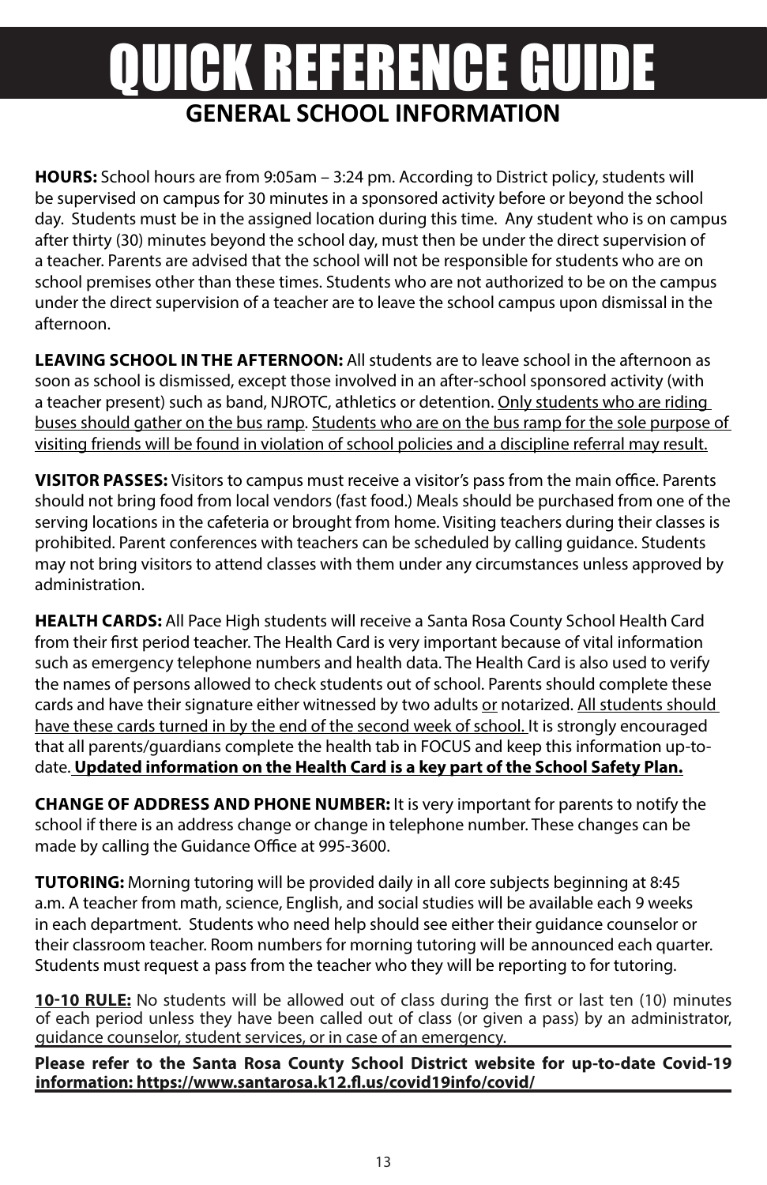# QUICK REFERENCE GUIDE

## GENERAL SCHOOL INFORMATION

**HOURS:** School hours are from 9:05am – 3:24 pm. According to District policy, students will be supervised on campus for 30 minutes in a sponsored activity before or beyond the school day. Students must be in the assigned location during this time. Any student who is on campus after thirty (30) minutes beyond the school day, must then be under the direct supervision of a teacher. Parents are advised that the school will not be responsible for students who are on school premises other than these times. Students who are not authorized to be on the campus under the direct supervision of a teacher are to leave the school campus upon dismissal in the afternoon.

**LEAVING SCHOOL IN THE AFTERNOON:** All students are to leave school in the afternoon as soon as school is dismissed, except those involved in an after-school sponsored activity (with a teacher present) such as band, NJROTC, athletics or detention. <u>Only students who are riding buses should gather on the bus ramp</u>. <u>Students who are on the bus ramp for the sole purpose of visiting friends will be found in violation of school policies and a discipline referral may result.</u>

**VISITOR PASSES:** Visitors to campus must receive a visitor's pass from the main office. Parents should not bring food from local vendors (fast food.) Meals should be purchased from one of the serving locations in the cafeteria or brought from home. Visiting teachers during their classes is prohibited. Parent conferences with teachers can be scheduled by calling guidance. Students may not bring visitors to attend classes with them under any circumstances unless approved by administration.

**HEALTH CARDS:** All Pace High students will receive a Santa Rosa County School Health Card from their first period teacher. The Health Card is very important because of vital information such as emergency telephone numbers and health data. The Health Card is also used to verify the names of persons allowed to check students out of school. Parents should complete these cards and have their signature either witnessed by two adults <u>or</u> notarized. <u>All students should have these cards turned in by the end of the second week of school.</u> It is strongly encouraged that all parents/guardians complete the health tab in FOCUS and keep this information up-to-date. **<u>Updated information on the Health Card is a key part of the School Safety Plan.</u>**

**CHANGE OF ADDRESS AND PHONE NUMBER:** It is very important for parents to notify the school if there is an address change or change in telephone number. These changes can be made by calling the Guidance Office at 995-3600.

**TUTORING:** Morning tutoring will be provided daily in all core subjects beginning at 8:45 a.m. A teacher from math, science, English, and social studies will be available each 9 weeks in each department. Students who need help should see either their guidance counselor or their classroom teacher. Room numbers for morning tutoring will be announced each quarter. Students must request a pass from the teacher who they will be reporting to for tutoring.

**<u>10-10 RULE:</u>** <u>No students will be allowed out of class during the first or last ten (10) minutes of each period unless they have been called out of class (or given a pass) by an administrator, guidance counselor, student services, or in case of an emergency.</u>

**<u>Please refer to the Santa Rosa County School District website for up-to-date Covid-19 information: https://www.santarosa.k12.fl.us/covid19info/covid/</u>**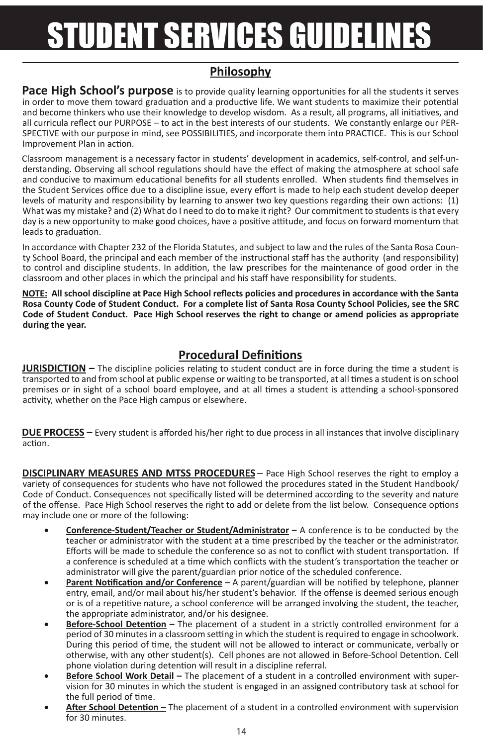# STUDENT SERVICES GUIDELINES

## Philosophy

**Pace High School's purpose** is to provide quality learning opportunities for all the students it serves in order to move them toward graduation and a productive life. We want students to maximize their potential and become thinkers who use their knowledge to develop wisdom. As a result, all programs, all initiatives, and all curricula reflect our PURPOSE – to act in the best interests of our students. We constantly enlarge our PERSPECTIVE with our purpose in mind, see POSSIBILITIES, and incorporate them into PRACTICE. This is our School Improvement Plan in action.

Classroom management is a necessary factor in students' development in academics, self-control, and self-understanding. Observing all school regulations should have the effect of making the atmosphere at school safe and conducive to maximum educational benefits for all students enrolled. When students find themselves in the Student Services office due to a discipline issue, every effort is made to help each student develop deeper levels of maturity and responsibility by learning to answer two key questions regarding their own actions: (1) What was my mistake? and (2) What do I need to do to make it right? Our commitment to students is that every day is a new opportunity to make good choices, have a positive attitude, and focus on forward momentum that leads to graduation.

In accordance with Chapter 232 of the Florida Statutes, and subject to law and the rules of the Santa Rosa County School Board, the principal and each member of the instructional staff has the authority (and responsibility) to control and discipline students. In addition, the law prescribes for the maintenance of good order in the classroom and other places in which the principal and his staff have responsibility for students.

**NOTE: All school discipline at Pace High School reflects policies and procedures in accordance with the Santa Rosa County Code of Student Conduct. For a complete list of Santa Rosa County School Policies, see the SRC Code of Student Conduct. Pace High School reserves the right to change or amend policies as appropriate during the year.**

## Procedural Definitions

**JURISDICTION –** The discipline policies relating to student conduct are in force during the time a student is transported to and from school at public expense or waiting to be transported, at all times a student is on school premises or in sight of a school board employee, and at all times a student is attending a school-sponsored activity, whether on the Pace High campus or elsewhere.

**DUE PROCESS –** Every student is afforded his/her right to due process in all instances that involve disciplinary action.

**DISCIPLINARY MEASURES AND MTSS PROCEDURES** – Pace High School reserves the right to employ a variety of consequences for students who have not followed the procedures stated in the Student Handbook/Code of Conduct. Consequences not specifically listed will be determined according to the severity and nature of the offense. Pace High School reserves the right to add or delete from the list below. Consequence options may include one or more of the following:

- **Conference-Student/Teacher or Student/Administrator –** A conference is to be conducted by the teacher or administrator with the student at a time prescribed by the teacher or the administrator. Efforts will be made to schedule the conference so as not to conflict with student transportation. If a conference is scheduled at a time which conflicts with the student's transportation the teacher or administrator will give the parent/guardian prior notice of the scheduled conference.
- **Parent Notification and/or Conference** – A parent/guardian will be notified by telephone, planner entry, email, and/or mail about his/her student's behavior. If the offense is deemed serious enough or is of a repetitive nature, a school conference will be arranged involving the student, the teacher, the appropriate administrator, and/or his designee.
- **Before-School Detention –** The placement of a student in a strictly controlled environment for a period of 30 minutes in a classroom setting in which the student is required to engage in schoolwork. During this period of time, the student will not be allowed to interact or communicate, verbally or otherwise, with any other student(s). Cell phones are not allowed in Before-School Detention. Cell phone violation during detention will result in a discipline referral.
- **Before School Work Detail –** The placement of a student in a controlled environment with supervision for 30 minutes in which the student is engaged in an assigned contributory task at school for the full period of time.
- **After School Detention –** The placement of a student in a controlled environment with supervision for 30 minutes.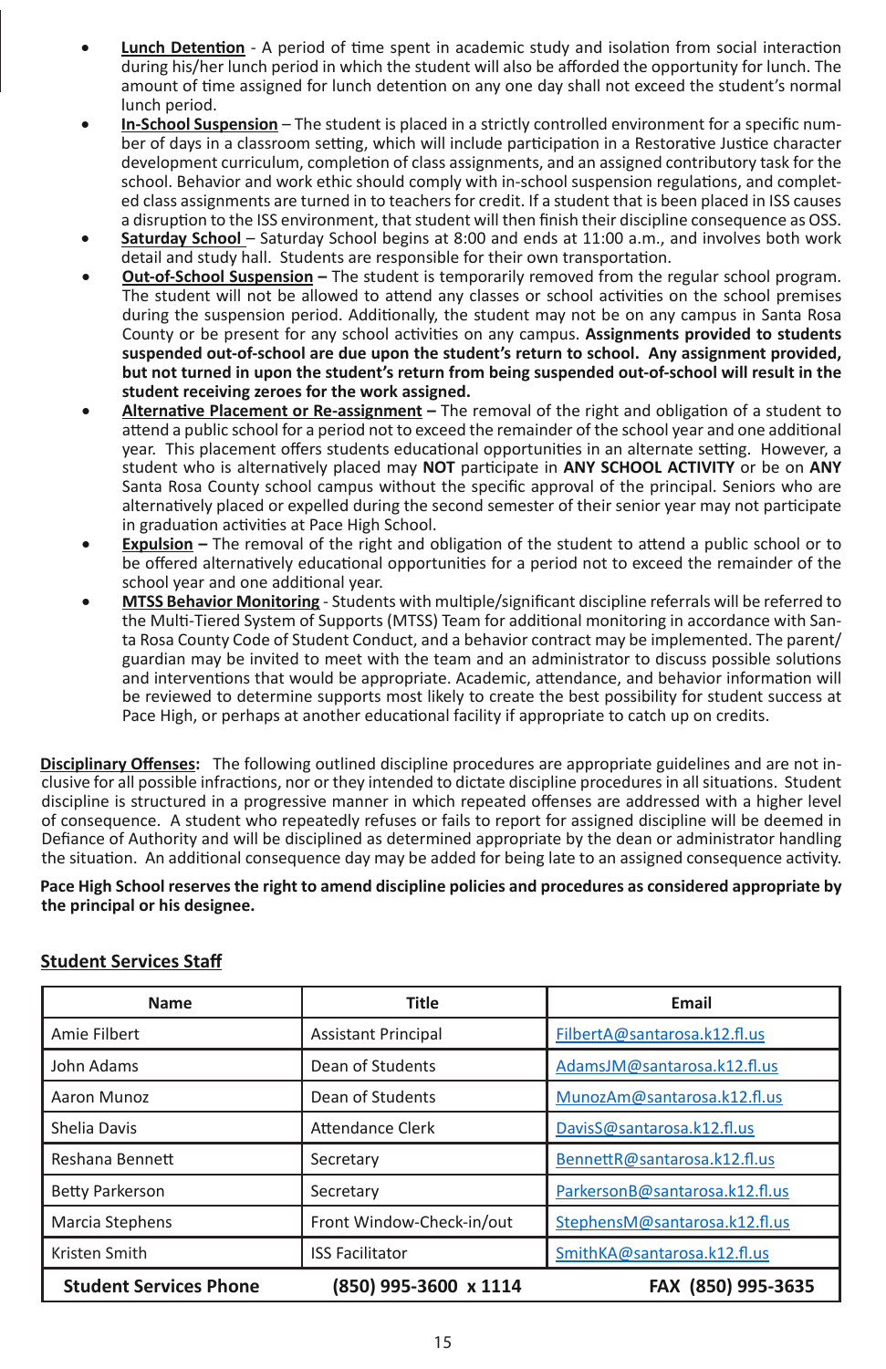- **Lunch Detention** - A period of time spent in academic study and isolation from social interaction during his/her lunch period in which the student will also be afforded the opportunity for lunch. The amount of time assigned for lunch detention on any one day shall not exceed the student's normal lunch period.
- **In-School Suspension** – The student is placed in a strictly controlled environment for a specific number of days in a classroom setting, which will include participation in a Restorative Justice character development curriculum, completion of class assignments, and an assigned contributory task for the school. Behavior and work ethic should comply with in-school suspension regulations, and completed class assignments are turned in to teachers for credit. If a student that is been placed in ISS causes a disruption to the ISS environment, that student will then finish their discipline consequence as OSS.
- **Saturday School** – Saturday School begins at 8:00 and ends at 11:00 a.m., and involves both work detail and study hall. Students are responsible for their own transportation.
- **Out-of-School Suspension –** The student is temporarily removed from the regular school program. The student will not be allowed to attend any classes or school activities on the school premises during the suspension period. Additionally, the student may not be on any campus in Santa Rosa County or be present for any school activities on any campus. **Assignments provided to students suspended out-of-school are due upon the student's return to school. Any assignment provided, but not turned in upon the student's return from being suspended out-of-school will result in the student receiving zeroes for the work assigned.**
- **Alternative Placement or Re-assignment –** The removal of the right and obligation of a student to attend a public school for a period not to exceed the remainder of the school year and one additional year. This placement offers students educational opportunities in an alternate setting. However, a student who is alternatively placed may **NOT** participate in **ANY SCHOOL ACTIVITY** or be on **ANY** Santa Rosa County school campus without the specific approval of the principal. Seniors who are alternatively placed or expelled during the second semester of their senior year may not participate in graduation activities at Pace High School.
- **Expulsion –** The removal of the right and obligation of the student to attend a public school or to be offered alternatively educational opportunities for a period not to exceed the remainder of the school year and one additional year.
- **MTSS Behavior Monitoring** - Students with multiple/significant discipline referrals will be referred to the Multi-Tiered System of Supports (MTSS) Team for additional monitoring in accordance with Santa Rosa County Code of Student Conduct, and a behavior contract may be implemented. The parent/guardian may be invited to meet with the team and an administrator to discuss possible solutions and interventions that would be appropriate. Academic, attendance, and behavior information will be reviewed to determine supports most likely to create the best possibility for student success at Pace High, or perhaps at another educational facility if appropriate to catch up on credits.

**Disciplinary Offenses:** The following outlined discipline procedures are appropriate guidelines and are not inclusive for all possible infractions, nor or they intended to dictate discipline procedures in all situations. Student discipline is structured in a progressive manner in which repeated offenses are addressed with a higher level of consequence. A student who repeatedly refuses or fails to report for assigned discipline will be deemed in Defiance of Authority and will be disciplined as determined appropriate by the dean or administrator handling the situation. An additional consequence day may be added for being late to an assigned consequence activity.

**Pace High School reserves the right to amend discipline policies and procedures as considered appropriate by the principal or his designee.**

## Student Services Staff

| Name | Title | Email |
|---|---|---|
| Amie Filbert | Assistant Principal | FilbertA@santarosa.k12.fl.us |
| John Adams | Dean of Students | AdamsJM@santarosa.k12.fl.us |
| Aaron Munoz | Dean of Students | MunozAm@santarosa.k12.fl.us |
| Shelia Davis | Attendance Clerk | DavisS@santarosa.k12.fl.us |
| Reshana Bennett | Secretary | BennettR@santarosa.k12.fl.us |
| Betty Parkerson | Secretary | ParkersonB@santarosa.k12.fl.us |
| Marcia Stephens | Front Window-Check-in/out | StephensM@santarosa.k12.fl.us |
| Kristen Smith | ISS Facilitator | SmithKA@santarosa.k12.fl.us |
| **Student Services Phone** | **(850) 995-3600 x 1114** | **FAX (850) 995-3635** |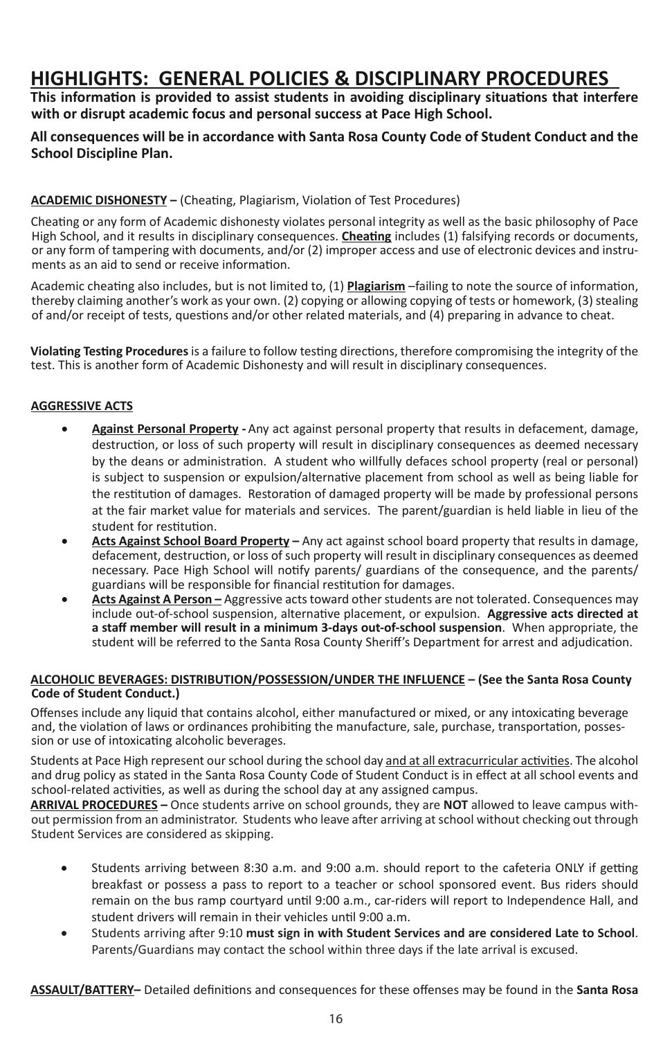# HIGHLIGHTS: GENERAL POLICIES & DISCIPLINARY PROCEDURES

**This information is provided to assist students in avoiding disciplinary situations that interfere with or disrupt academic focus and personal success at Pace High School.**

**All consequences will be in accordance with Santa Rosa County Code of Student Conduct and the School Discipline Plan.**

**ACADEMIC DISHONESTY –** (Cheating, Plagiarism, Violation of Test Procedures)

Cheating or any form of Academic dishonesty violates personal integrity as well as the basic philosophy of Pace High School, and it results in disciplinary consequences. **Cheating** includes (1) falsifying records or documents, or any form of tampering with documents, and/or (2) improper access and use of electronic devices and instruments as an aid to send or receive information.

Academic cheating also includes, but is not limited to, (1) **Plagiarism** –failing to note the source of information, thereby claiming another's work as your own. (2) copying or allowing copying of tests or homework, (3) stealing of and/or receipt of tests, questions and/or other related materials, and (4) preparing in advance to cheat.

**Violating Testing Procedures** is a failure to follow testing directions, therefore compromising the integrity of the test. This is another form of Academic Dishonesty and will result in disciplinary consequences.

**AGGRESSIVE ACTS**

- **Against Personal Property -** Any act against personal property that results in defacement, damage, destruction, or loss of such property will result in disciplinary consequences as deemed necessary by the deans or administration. A student who willfully defaces school property (real or personal) is subject to suspension or expulsion/alternative placement from school as well as being liable for the restitution of damages. Restoration of damaged property will be made by professional persons at the fair market value for materials and services. The parent/guardian is held liable in lieu of the student for restitution.
- **Acts Against School Board Property –** Any act against school board property that results in damage, defacement, destruction, or loss of such property will result in disciplinary consequences as deemed necessary. Pace High School will notify parents/ guardians of the consequence, and the parents/ guardians will be responsible for financial restitution for damages.
- **Acts Against A Person –** Aggressive acts toward other students are not tolerated. Consequences may include out-of-school suspension, alternative placement, or expulsion. **Aggressive acts directed at a staff member will result in a minimum 3-days out-of-school suspension**. When appropriate, the student will be referred to the Santa Rosa County Sheriff's Department for arrest and adjudication.

**ALCOHOLIC BEVERAGES: DISTRIBUTION/POSSESSION/UNDER THE INFLUENCE – (See the Santa Rosa County Code of Student Conduct.)**

Offenses include any liquid that contains alcohol, either manufactured or mixed, or any intoxicating beverage and, the violation of laws or ordinances prohibiting the manufacture, sale, purchase, transportation, possession or use of intoxicating alcoholic beverages.

Students at Pace High represent our school during the school day and at all extracurricular activities. The alcohol and drug policy as stated in the Santa Rosa County Code of Student Conduct is in effect at all school events and school-related activities, as well as during the school day at any assigned campus.

**ARRIVAL PROCEDURES –** Once students arrive on school grounds, they are **NOT** allowed to leave campus without permission from an administrator. Students who leave after arriving at school without checking out through Student Services are considered as skipping.

- Students arriving between 8:30 a.m. and 9:00 a.m. should report to the cafeteria ONLY if getting breakfast or possess a pass to report to a teacher or school sponsored event. Bus riders should remain on the bus ramp courtyard until 9:00 a.m., car-riders will report to Independence Hall, and student drivers will remain in their vehicles until 9:00 a.m.
- Students arriving after 9:10 **must sign in with Student Services and are considered Late to School**. Parents/Guardians may contact the school within three days if the late arrival is excused.

**ASSAULT/BATTERY–** Detailed definitions and consequences for these offenses may be found in the **Santa Rosa**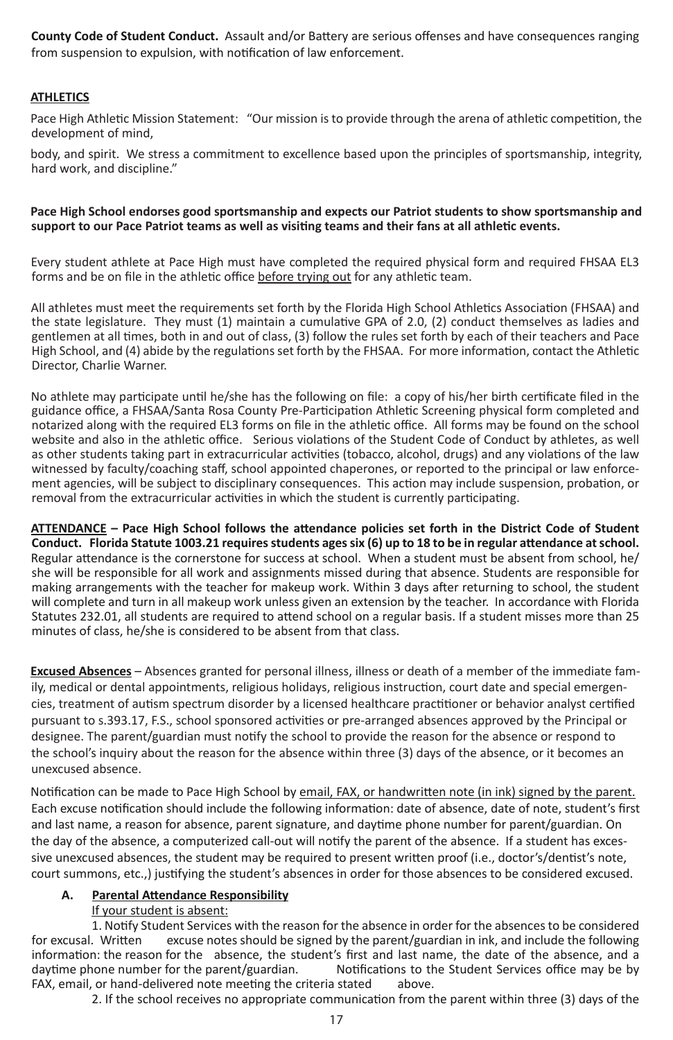**County Code of Student Conduct.** Assault and/or Battery are serious offenses and have consequences ranging from suspension to expulsion, with notification of law enforcement.

## ATHLETICS

Pace High Athletic Mission Statement: "Our mission is to provide through the arena of athletic competition, the development of mind,

body, and spirit. We stress a commitment to excellence based upon the principles of sportsmanship, integrity, hard work, and discipline."

**Pace High School endorses good sportsmanship and expects our Patriot students to show sportsmanship and support to our Pace Patriot teams as well as visiting teams and their fans at all athletic events.**

Every student athlete at Pace High must have completed the required physical form and required FHSAA EL3 forms and be on file in the athletic office <u>before trying out</u> for any athletic team.

All athletes must meet the requirements set forth by the Florida High School Athletics Association (FHSAA) and the state legislature. They must (1) maintain a cumulative GPA of 2.0, (2) conduct themselves as ladies and gentlemen at all times, both in and out of class, (3) follow the rules set forth by each of their teachers and Pace High School, and (4) abide by the regulations set forth by the FHSAA. For more information, contact the Athletic Director, Charlie Warner.

No athlete may participate until he/she has the following on file: a copy of his/her birth certificate filed in the guidance office, a FHSAA/Santa Rosa County Pre-Participation Athletic Screening physical form completed and notarized along with the required EL3 forms on file in the athletic office. All forms may be found on the school website and also in the athletic office. Serious violations of the Student Code of Conduct by athletes, as well as other students taking part in extracurricular activities (tobacco, alcohol, drugs) and any violations of the law witnessed by faculty/coaching staff, school appointed chaperones, or reported to the principal or law enforcement agencies, will be subject to disciplinary consequences. This action may include suspension, probation, or removal from the extracurricular activities in which the student is currently participating.

**<u>ATTENDANCE</u> – Pace High School follows the attendance policies set forth in the District Code of Student Conduct. Florida Statute 1003.21 requires students ages six (6) up to 18 to be in regular attendance at school.** Regular attendance is the cornerstone for success at school. When a student must be absent from school, he/she will be responsible for all work and assignments missed during that absence. Students are responsible for making arrangements with the teacher for makeup work. Within 3 days after returning to school, the student will complete and turn in all makeup work unless given an extension by the teacher. In accordance with Florida Statutes 232.01, all students are required to attend school on a regular basis. If a student misses more than 25 minutes of class, he/she is considered to be absent from that class.

**<u>Excused Absences</u>** – Absences granted for personal illness, illness or death of a member of the immediate family, medical or dental appointments, religious holidays, religious instruction, court date and special emergencies, treatment of autism spectrum disorder by a licensed healthcare practitioner or behavior analyst certified pursuant to s.393.17, F.S., school sponsored activities or pre-arranged absences approved by the Principal or designee. The parent/guardian must notify the school to provide the reason for the absence or respond to the school's inquiry about the reason for the absence within three (3) days of the absence, or it becomes an unexcused absence.

Notification can be made to Pace High School by <u>email, FAX, or handwritten note (in ink) signed by the parent.</u> Each excuse notification should include the following information: date of absence, date of note, student's first and last name, a reason for absence, parent signature, and daytime phone number for parent/guardian. On the day of the absence, a computerized call-out will notify the parent of the absence. If a student has excessive unexcused absences, the student may be required to present written proof (i.e., doctor's/dentist's note, court summons, etc.,) justifying the student's absences in order for those absences to be considered excused.

**A. <u>Parental Attendance Responsibility</u>**

<u>If your student is absent:</u>

1. Notify Student Services with the reason for the absence in order for the absences to be considered for excusal. Written excuse notes should be signed by the parent/guardian in ink, and include the following information: the reason for the absence, the student's first and last name, the date of the absence, and a daytime phone number for the parent/guardian. Notifications to the Student Services office may be by FAX, email, or hand-delivered note meeting the criteria stated above.

2. If the school receives no appropriate communication from the parent within three (3) days of the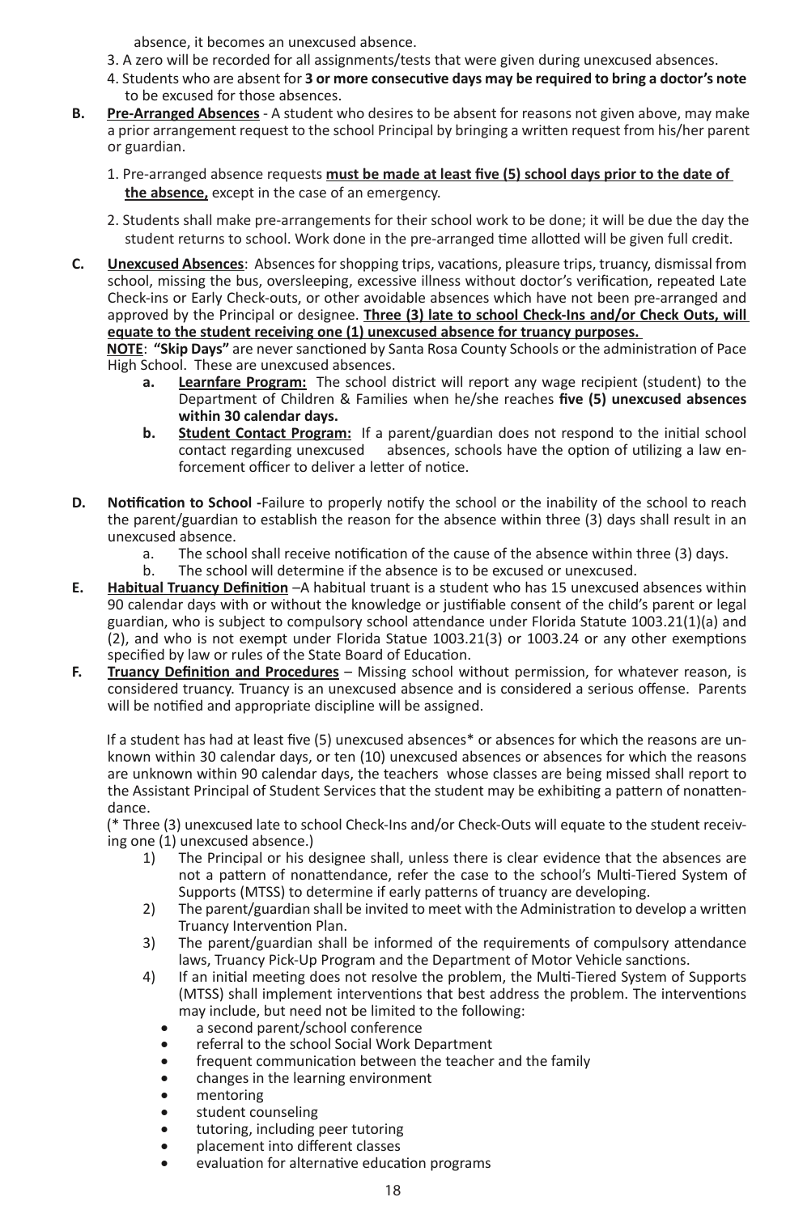absence, it becomes an unexcused absence.

3. A zero will be recorded for all assignments/tests that were given during unexcused absences.
4. Students who are absent for **3 or more consecutive days may be required to bring a doctor's note** to be excused for those absences.

**B. Pre-Arranged Absences** - A student who desires to be absent for reasons not given above, may make a prior arrangement request to the school Principal by bringing a written request from his/her parent or guardian.

1. Pre-arranged absence requests **must be made at least five (5) school days prior to the date of the absence,** except in the case of an emergency.
2. Students shall make pre-arrangements for their school work to be done; it will be due the day the student returns to school. Work done in the pre-arranged time allotted will be given full credit.

**C. Unexcused Absences**: Absences for shopping trips, vacations, pleasure trips, truancy, dismissal from school, missing the bus, oversleeping, excessive illness without doctor's verification, repeated Late Check-ins or Early Check-outs, or other avoidable absences which have not been pre-arranged and approved by the Principal or designee. **Three (3) late to school Check-Ins and/or Check Outs, will equate to the student receiving one (1) unexcused absence for truancy purposes.**

**NOTE**: **"Skip Days"** are never sanctioned by Santa Rosa County Schools or the administration of Pace High School. These are unexcused absences.

- **a. Learnfare Program:** The school district will report any wage recipient (student) to the Department of Children & Families when he/she reaches **five (5) unexcused absences within 30 calendar days.**
- **b. Student Contact Program:** If a parent/guardian does not respond to the initial school contact regarding unexcused absences, schools have the option of utilizing a law enforcement officer to deliver a letter of notice.

**D. Notification to School -** Failure to properly notify the school or the inability of the school to reach the parent/guardian to establish the reason for the absence within three (3) days shall result in an unexcused absence.

- a. The school shall receive notification of the cause of the absence within three (3) days.
- b. The school will determine if the absence is to be excused or unexcused.

**E. Habitual Truancy Definition** –A habitual truant is a student who has 15 unexcused absences within 90 calendar days with or without the knowledge or justifiable consent of the child's parent or legal guardian, who is subject to compulsory school attendance under Florida Statute 1003.21(1)(a) and (2), and who is not exempt under Florida Statue 1003.21(3) or 1003.24 or any other exemptions specified by law or rules of the State Board of Education.

**F. Truancy Definition and Procedures** – Missing school without permission, for whatever reason, is considered truancy. Truancy is an unexcused absence and is considered a serious offense. Parents will be notified and appropriate discipline will be assigned.

If a student has had at least five (5) unexcused absences* or absences for which the reasons are unknown within 30 calendar days, or ten (10) unexcused absences or absences for which the reasons are unknown within 90 calendar days, the teachers whose classes are being missed shall report to the Assistant Principal of Student Services that the student may be exhibiting a pattern of nonattendance.

(* Three (3) unexcused late to school Check-Ins and/or Check-Outs will equate to the student receiving one (1) unexcused absence.)

1) The Principal or his designee shall, unless there is clear evidence that the absences are not a pattern of nonattendance, refer the case to the school's Multi-Tiered System of Supports (MTSS) to determine if early patterns of truancy are developing.
2) The parent/guardian shall be invited to meet with the Administration to develop a written Truancy Intervention Plan.
3) The parent/guardian shall be informed of the requirements of compulsory attendance laws, Truancy Pick-Up Program and the Department of Motor Vehicle sanctions.
4) If an initial meeting does not resolve the problem, the Multi-Tiered System of Supports (MTSS) shall implement interventions that best address the problem. The interventions may include, but need not be limited to the following:
   - a second parent/school conference
   - referral to the school Social Work Department
   - frequent communication between the teacher and the family
   - changes in the learning environment
   - mentoring
   - student counseling
   - tutoring, including peer tutoring
   - placement into different classes
   - evaluation for alternative education programs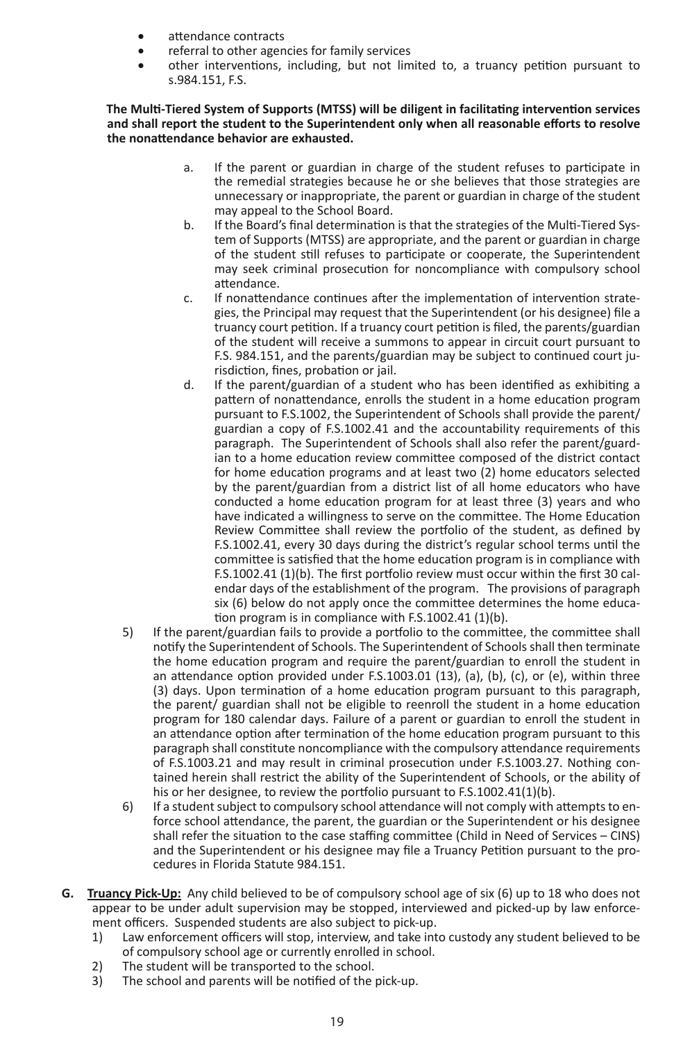- attendance contracts
- referral to other agencies for family services
- other interventions, including, but not limited to, a truancy petition pursuant to s.984.151, F.S.

**The Multi-Tiered System of Supports (MTSS) will be diligent in facilitating intervention services and shall report the student to the Superintendent only when all reasonable efforts to resolve the nonattendance behavior are exhausted.**

a. If the parent or guardian in charge of the student refuses to participate in the remedial strategies because he or she believes that those strategies are unnecessary or inappropriate, the parent or guardian in charge of the student may appeal to the School Board.

b. If the Board's final determination is that the strategies of the Multi-Tiered System of Supports (MTSS) are appropriate, and the parent or guardian in charge of the student still refuses to participate or cooperate, the Superintendent may seek criminal prosecution for noncompliance with compulsory school attendance.

c. If nonattendance continues after the implementation of intervention strategies, the Principal may request that the Superintendent (or his designee) file a truancy court petition. If a truancy court petition is filed, the parents/guardian of the student will receive a summons to appear in circuit court pursuant to F.S. 984.151, and the parents/guardian may be subject to continued court jurisdiction, fines, probation or jail.

d. If the parent/guardian of a student who has been identified as exhibiting a pattern of nonattendance, enrolls the student in a home education program pursuant to F.S.1002, the Superintendent of Schools shall provide the parent/guardian a copy of F.S.1002.41 and the accountability requirements of this paragraph. The Superintendent of Schools shall also refer the parent/guardian to a home education review committee composed of the district contact for home education programs and at least two (2) home educators selected by the parent/guardian from a district list of all home educators who have conducted a home education program for at least three (3) years and who have indicated a willingness to serve on the committee. The Home Education Review Committee shall review the portfolio of the student, as defined by F.S.1002.41, every 30 days during the district's regular school terms until the committee is satisfied that the home education program is in compliance with F.S.1002.41 (1)(b). The first portfolio review must occur within the first 30 calendar days of the establishment of the program. The provisions of paragraph six (6) below do not apply once the committee determines the home education program is in compliance with F.S.1002.41 (1)(b).

5) If the parent/guardian fails to provide a portfolio to the committee, the committee shall notify the Superintendent of Schools. The Superintendent of Schools shall then terminate the home education program and require the parent/guardian to enroll the student in an attendance option provided under F.S.1003.01 (13), (a), (b), (c), or (e), within three (3) days. Upon termination of a home education program pursuant to this paragraph, the parent/ guardian shall not be eligible to reenroll the student in a home education program for 180 calendar days. Failure of a parent or guardian to enroll the student in an attendance option after termination of the home education program pursuant to this paragraph shall constitute noncompliance with the compulsory attendance requirements of F.S.1003.21 and may result in criminal prosecution under F.S.1003.27. Nothing contained herein shall restrict the ability of the Superintendent of Schools, or the ability of his or her designee, to review the portfolio pursuant to F.S.1002.41(1)(b).

6) If a student subject to compulsory school attendance will not comply with attempts to enforce school attendance, the parent, the guardian or the Superintendent or his designee shall refer the situation to the case staffing committee (Child in Need of Services – CINS) and the Superintendent or his designee may file a Truancy Petition pursuant to the procedures in Florida Statute 984.151.

**G. Truancy Pick-Up:** Any child believed to be of compulsory school age of six (6) up to 18 who does not appear to be under adult supervision may be stopped, interviewed and picked-up by law enforcement officers. Suspended students are also subject to pick-up.

1) Law enforcement officers will stop, interview, and take into custody any student believed to be of compulsory school age or currently enrolled in school.
2) The student will be transported to the school.
3) The school and parents will be notified of the pick-up.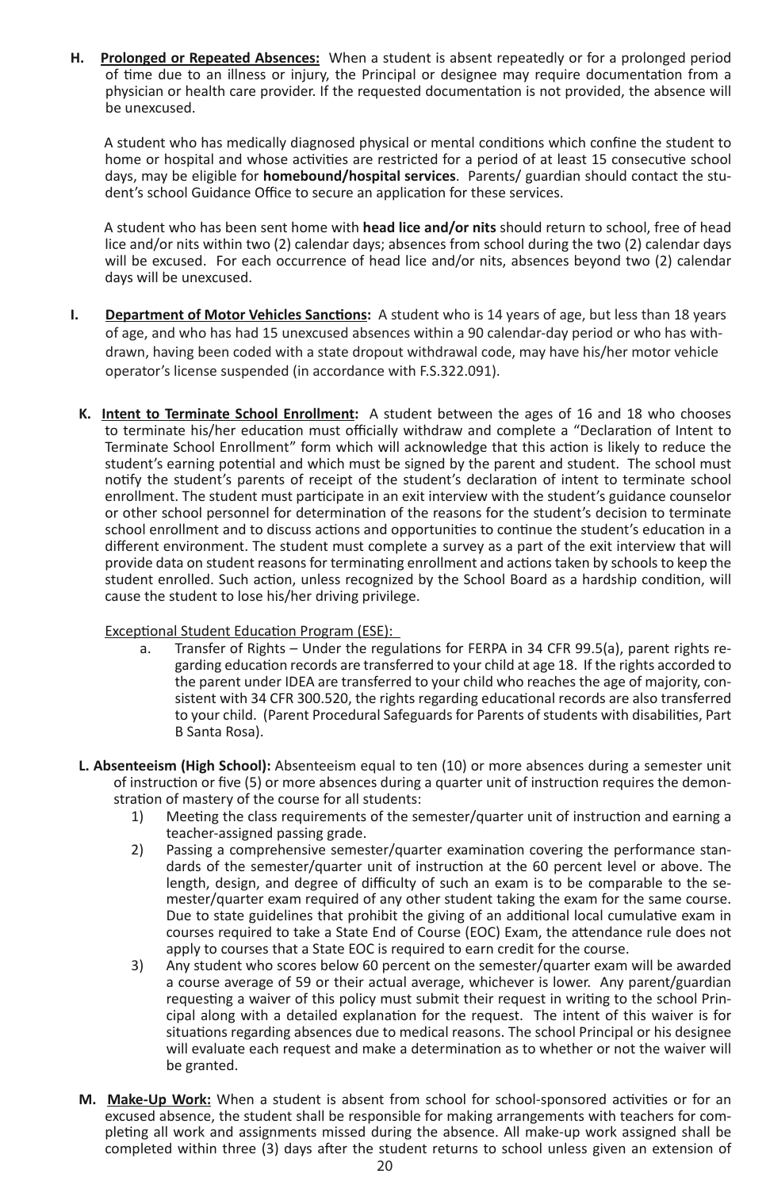**H. Prolonged or Repeated Absences:** When a student is absent repeatedly or for a prolonged period of time due to an illness or injury, the Principal or designee may require documentation from a physician or health care provider. If the requested documentation is not provided, the absence will be unexcused.

A student who has medically diagnosed physical or mental conditions which confine the student to home or hospital and whose activities are restricted for a period of at least 15 consecutive school days, may be eligible for **homebound/hospital services**. Parents/ guardian should contact the student's school Guidance Office to secure an application for these services.

A student who has been sent home with **head lice and/or nits** should return to school, free of head lice and/or nits within two (2) calendar days; absences from school during the two (2) calendar days will be excused. For each occurrence of head lice and/or nits, absences beyond two (2) calendar days will be unexcused.

**I. Department of Motor Vehicles Sanctions:** A student who is 14 years of age, but less than 18 years of age, and who has had 15 unexcused absences within a 90 calendar-day period or who has withdrawn, having been coded with a state dropout withdrawal code, may have his/her motor vehicle operator's license suspended (in accordance with F.S.322.091).

**K. Intent to Terminate School Enrollment:** A student between the ages of 16 and 18 who chooses to terminate his/her education must officially withdraw and complete a "Declaration of Intent to Terminate School Enrollment" form which will acknowledge that this action is likely to reduce the student's earning potential and which must be signed by the parent and student. The school must notify the student's parents of receipt of the student's declaration of intent to terminate school enrollment. The student must participate in an exit interview with the student's guidance counselor or other school personnel for determination of the reasons for the student's decision to terminate school enrollment and to discuss actions and opportunities to continue the student's education in a different environment. The student must complete a survey as a part of the exit interview that will provide data on student reasons for terminating enrollment and actions taken by schools to keep the student enrolled. Such action, unless recognized by the School Board as a hardship condition, will cause the student to lose his/her driving privilege.

Exceptional Student Education Program (ESE):

a. Transfer of Rights – Under the regulations for FERPA in 34 CFR 99.5(a), parent rights regarding education records are transferred to your child at age 18. If the rights accorded to the parent under IDEA are transferred to your child who reaches the age of majority, consistent with 34 CFR 300.520, the rights regarding educational records are also transferred to your child. (Parent Procedural Safeguards for Parents of students with disabilities, Part B Santa Rosa).

**L. Absenteeism (High School):** Absenteeism equal to ten (10) or more absences during a semester unit of instruction or five (5) or more absences during a quarter unit of instruction requires the demonstration of mastery of the course for all students:

1) Meeting the class requirements of the semester/quarter unit of instruction and earning a teacher-assigned passing grade.
2) Passing a comprehensive semester/quarter examination covering the performance standards of the semester/quarter unit of instruction at the 60 percent level or above. The length, design, and degree of difficulty of such an exam is to be comparable to the semester/quarter exam required of any other student taking the exam for the same course. Due to state guidelines that prohibit the giving of an additional local cumulative exam in courses required to take a State End of Course (EOC) Exam, the attendance rule does not apply to courses that a State EOC is required to earn credit for the course.
3) Any student who scores below 60 percent on the semester/quarter exam will be awarded a course average of 59 or their actual average, whichever is lower. Any parent/guardian requesting a waiver of this policy must submit their request in writing to the school Principal along with a detailed explanation for the request. The intent of this waiver is for situations regarding absences due to medical reasons. The school Principal or his designee will evaluate each request and make a determination as to whether or not the waiver will be granted.

**M. Make-Up Work:** When a student is absent from school for school-sponsored activities or for an excused absence, the student shall be responsible for making arrangements with teachers for completing all work and assignments missed during the absence. All make-up work assigned shall be completed within three (3) days after the student returns to school unless given an extension of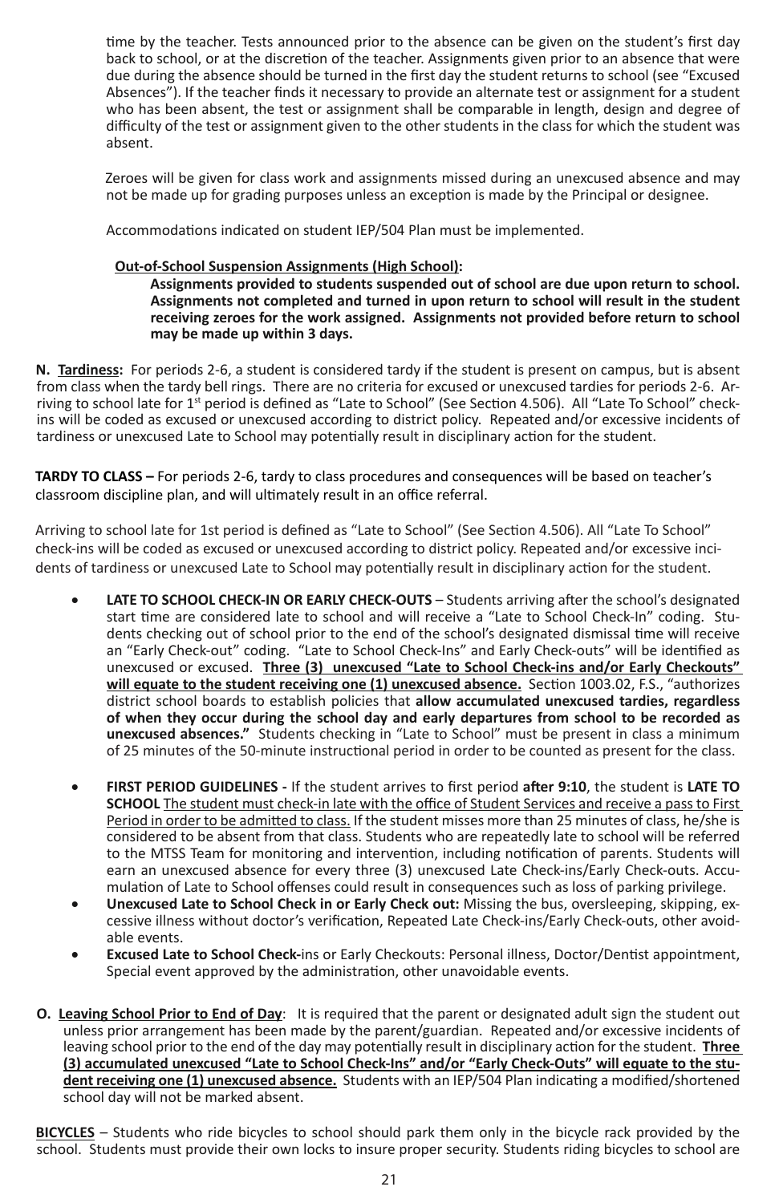time by the teacher. Tests announced prior to the absence can be given on the student's first day back to school, or at the discretion of the teacher. Assignments given prior to an absence that were due during the absence should be turned in the first day the student returns to school (see "Excused Absences"). If the teacher finds it necessary to provide an alternate test or assignment for a student who has been absent, the test or assignment shall be comparable in length, design and degree of difficulty of the test or assignment given to the other students in the class for which the student was absent.

Zeroes will be given for class work and assignments missed during an unexcused absence and may not be made up for grading purposes unless an exception is made by the Principal or designee.

Accommodations indicated on student IEP/504 Plan must be implemented.

**Out-of-School Suspension Assignments (High School):**

**Assignments provided to students suspended out of school are due upon return to school. Assignments not completed and turned in upon return to school will result in the student receiving zeroes for the work assigned. Assignments not provided before return to school may be made up within 3 days.**

**N. Tardiness:** For periods 2-6, a student is considered tardy if the student is present on campus, but is absent from class when the tardy bell rings. There are no criteria for excused or unexcused tardies for periods 2-6. Arriving to school late for 1st period is defined as "Late to School" (See Section 4.506). All "Late To School" check-ins will be coded as excused or unexcused according to district policy. Repeated and/or excessive incidents of tardiness or unexcused Late to School may potentially result in disciplinary action for the student.

**TARDY TO CLASS –** For periods 2-6, tardy to class procedures and consequences will be based on teacher's classroom discipline plan, and will ultimately result in an office referral.

Arriving to school late for 1st period is defined as "Late to School" (See Section 4.506). All "Late To School" check-ins will be coded as excused or unexcused according to district policy. Repeated and/or excessive incidents of tardiness or unexcused Late to School may potentially result in disciplinary action for the student.

- **LATE TO SCHOOL CHECK-IN OR EARLY CHECK-OUTS** – Students arriving after the school's designated start time are considered late to school and will receive a "Late to School Check-In" coding. Students checking out of school prior to the end of the school's designated dismissal time will receive an "Early Check-out" coding. "Late to School Check-Ins" and Early Check-outs" will be identified as unexcused or excused. **Three (3) unexcused "Late to School Check-ins and/or Early Checkouts" will equate to the student receiving one (1) unexcused absence.** Section 1003.02, F.S., "authorizes district school boards to establish policies that **allow accumulated unexcused tardies, regardless of when they occur during the school day and early departures from school to be recorded as unexcused absences."** Students checking in "Late to School" must be present in class a minimum of 25 minutes of the 50-minute instructional period in order to be counted as present for the class.

- **FIRST PERIOD GUIDELINES -** If the student arrives to first period **after 9:10**, the student is **LATE TO SCHOOL** The student must check-in late with the office of Student Services and receive a pass to First Period in order to be admitted to class. If the student misses more than 25 minutes of class, he/she is considered to be absent from that class. Students who are repeatedly late to school will be referred to the MTSS Team for monitoring and intervention, including notification of parents. Students will earn an unexcused absence for every three (3) unexcused Late Check-ins/Early Check-outs. Accumulation of Late to School offenses could result in consequences such as loss of parking privilege.
- **Unexcused Late to School Check in or Early Check out:** Missing the bus, oversleeping, skipping, excessive illness without doctor's verification, Repeated Late Check-ins/Early Check-outs, other avoidable events.
- **Excused Late to School Check-**ins or Early Checkouts: Personal illness, Doctor/Dentist appointment, Special event approved by the administration, other unavoidable events.

**O. Leaving School Prior to End of Day**: It is required that the parent or designated adult sign the student out unless prior arrangement has been made by the parent/guardian. Repeated and/or excessive incidents of leaving school prior to the end of the day may potentially result in disciplinary action for the student. **Three (3) accumulated unexcused "Late to School Check-Ins" and/or "Early Check-Outs" will equate to the student receiving one (1) unexcused absence.** Students with an IEP/504 Plan indicating a modified/shortened school day will not be marked absent.

**BICYCLES** – Students who ride bicycles to school should park them only in the bicycle rack provided by the school. Students must provide their own locks to insure proper security. Students riding bicycles to school are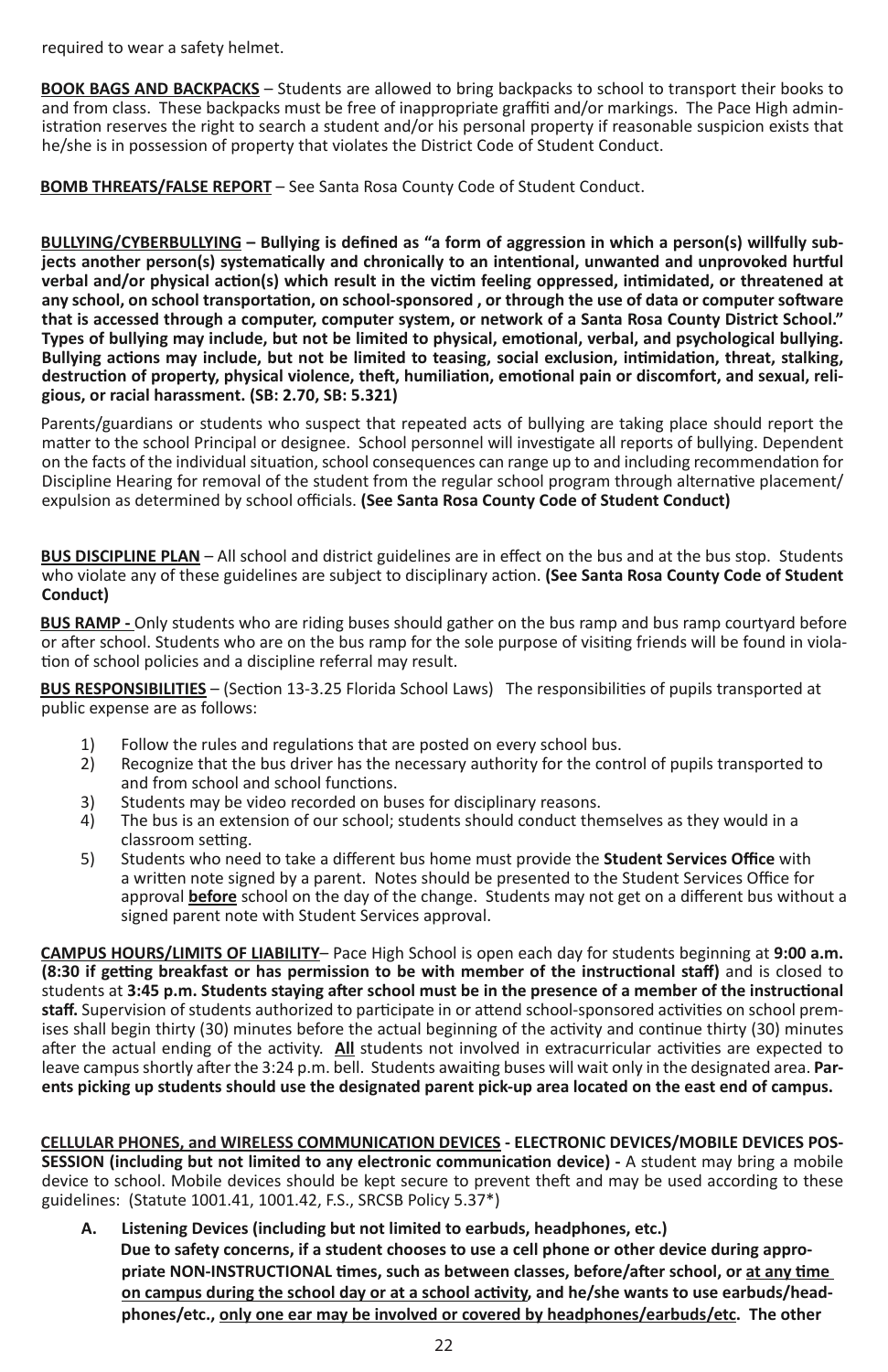required to wear a safety helmet.

**BOOK BAGS AND BACKPACKS** – Students are allowed to bring backpacks to school to transport their books to and from class. These backpacks must be free of inappropriate graffiti and/or markings. The Pace High administration reserves the right to search a student and/or his personal property if reasonable suspicion exists that he/she is in possession of property that violates the District Code of Student Conduct.

**BOMB THREATS/FALSE REPORT** – See Santa Rosa County Code of Student Conduct.

**BULLYING/CYBERBULLYING – Bullying is defined as "a form of aggression in which a person(s) willfully subjects another person(s) systematically and chronically to an intentional, unwanted and unprovoked hurtful verbal and/or physical action(s) which result in the victim feeling oppressed, intimidated, or threatened at any school, on school transportation, on school-sponsored , or through the use of data or computer software that is accessed through a computer, computer system, or network of a Santa Rosa County District School." Types of bullying may include, but not be limited to physical, emotional, verbal, and psychological bullying. Bullying actions may include, but not be limited to teasing, social exclusion, intimidation, threat, stalking, destruction of property, physical violence, theft, humiliation, emotional pain or discomfort, and sexual, religious, or racial harassment. (SB: 2.70, SB: 5.321)**

Parents/guardians or students who suspect that repeated acts of bullying are taking place should report the matter to the school Principal or designee. School personnel will investigate all reports of bullying. Dependent on the facts of the individual situation, school consequences can range up to and including recommendation for Discipline Hearing for removal of the student from the regular school program through alternative placement/ expulsion as determined by school officials. **(See Santa Rosa County Code of Student Conduct)**

**BUS DISCIPLINE PLAN** – All school and district guidelines are in effect on the bus and at the bus stop. Students who violate any of these guidelines are subject to disciplinary action. **(See Santa Rosa County Code of Student Conduct)**

**BUS RAMP -** Only students who are riding buses should gather on the bus ramp and bus ramp courtyard before or after school. Students who are on the bus ramp for the sole purpose of visiting friends will be found in violation of school policies and a discipline referral may result.

**BUS RESPONSIBILITIES** – (Section 13-3.25 Florida School Laws) The responsibilities of pupils transported at public expense are as follows:

1) Follow the rules and regulations that are posted on every school bus.
2) Recognize that the bus driver has the necessary authority for the control of pupils transported to and from school and school functions.
3) Students may be video recorded on buses for disciplinary reasons.
4) The bus is an extension of our school; students should conduct themselves as they would in a classroom setting.
5) Students who need to take a different bus home must provide the **Student Services Office** with a written note signed by a parent. Notes should be presented to the Student Services Office for approval **before** school on the day of the change. Students may not get on a different bus without a signed parent note with Student Services approval.

**CAMPUS HOURS/LIMITS OF LIABILITY**– Pace High School is open each day for students beginning at **9:00 a.m. (8:30 if getting breakfast or has permission to be with member of the instructional staff)** and is closed to students at **3:45 p.m. Students staying after school must be in the presence of a member of the instructional staff.** Supervision of students authorized to participate in or attend school-sponsored activities on school premises shall begin thirty (30) minutes before the actual beginning of the activity and continue thirty (30) minutes after the actual ending of the activity. **All** students not involved in extracurricular activities are expected to leave campus shortly after the 3:24 p.m. bell. Students awaiting buses will wait only in the designated area. **Parents picking up students should use the designated parent pick-up area located on the east end of campus.**

**CELLULAR PHONES, and WIRELESS COMMUNICATION DEVICES - ELECTRONIC DEVICES/MOBILE DEVICES POSSESSION (including but not limited to any electronic communication device) -** A student may bring a mobile device to school. Mobile devices should be kept secure to prevent theft and may be used according to these guidelines: (Statute 1001.41, 1001.42, F.S., SRCSB Policy 5.37*)

**A. Listening Devices (including but not limited to earbuds, headphones, etc.)**
**Due to safety concerns, if a student chooses to use a cell phone or other device during appropriate NON-INSTRUCTIONAL times, such as between classes, before/after school, or at any time on campus during the school day or at a school activity, and he/she wants to use earbuds/headphones/etc., only one ear may be involved or covered by headphones/earbuds/etc. The other**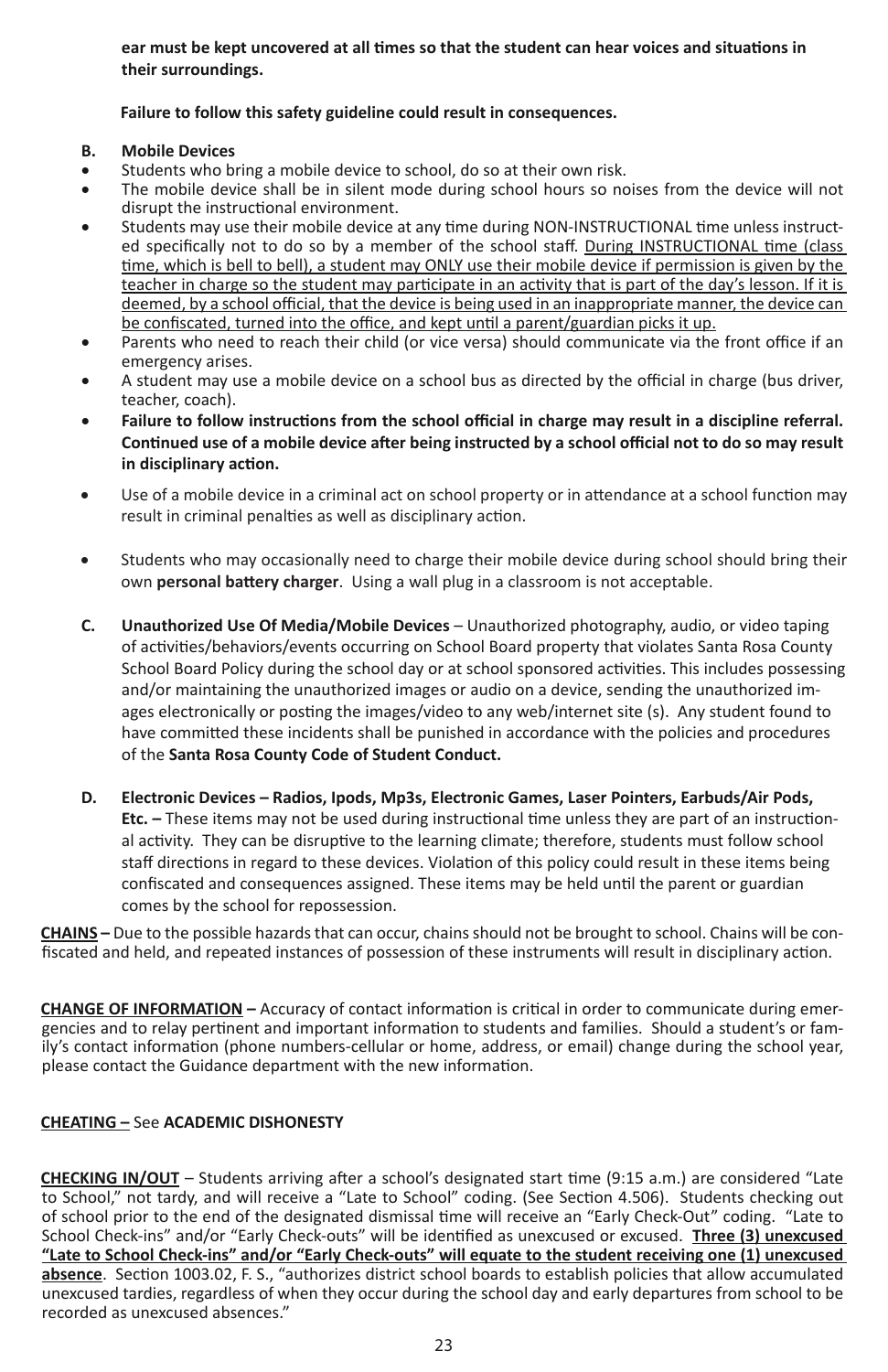**ear must be kept uncovered at all times so that the student can hear voices and situations in their surroundings.**

**Failure to follow this safety guideline could result in consequences.**

**B. Mobile Devices**

- Students who bring a mobile device to school, do so at their own risk.
- The mobile device shall be in silent mode during school hours so noises from the device will not disrupt the instructional environment.
- Students may use their mobile device at any time during NON-INSTRUCTIONAL time unless instructed specifically not to do so by a member of the school staff. <u>During INSTRUCTIONAL time (class time, which is bell to bell), a student may ONLY use their mobile device if permission is given by the teacher in charge so the student may participate in an activity that is part of the day's lesson. If it is deemed, by a school official, that the device is being used in an inappropriate manner, the device can be confiscated, turned into the office, and kept until a parent/guardian picks it up.</u>
- Parents who need to reach their child (or vice versa) should communicate via the front office if an emergency arises.
- A student may use a mobile device on a school bus as directed by the official in charge (bus driver, teacher, coach).
- **Failure to follow instructions from the school official in charge may result in a discipline referral. Continued use of a mobile device after being instructed by a school official not to do so may result in disciplinary action.**
- Use of a mobile device in a criminal act on school property or in attendance at a school function may result in criminal penalties as well as disciplinary action.
- Students who may occasionally need to charge their mobile device during school should bring their own **personal battery charger**. Using a wall plug in a classroom is not acceptable.

**C. Unauthorized Use Of Media/Mobile Devices** – Unauthorized photography, audio, or video taping of activities/behaviors/events occurring on School Board property that violates Santa Rosa County School Board Policy during the school day or at school sponsored activities. This includes possessing and/or maintaining the unauthorized images or audio on a device, sending the unauthorized images electronically or posting the images/video to any web/internet site (s). Any student found to have committed these incidents shall be punished in accordance with the policies and procedures of the **Santa Rosa County Code of Student Conduct.**

**D. Electronic Devices – Radios, Ipods, Mp3s, Electronic Games, Laser Pointers, Earbuds/Air Pods, Etc. –** These items may not be used during instructional time unless they are part of an instructional activity. They can be disruptive to the learning climate; therefore, students must follow school staff directions in regard to these devices. Violation of this policy could result in these items being confiscated and consequences assigned. These items may be held until the parent or guardian comes by the school for repossession.

**<u>CHAINS</u> –** Due to the possible hazards that can occur, chains should not be brought to school. Chains will be confiscated and held, and repeated instances of possession of these instruments will result in disciplinary action.

**<u>CHANGE OF INFORMATION</u> –** Accuracy of contact information is critical in order to communicate during emergencies and to relay pertinent and important information to students and families. Should a student's or family's contact information (phone numbers-cellular or home, address, or email) change during the school year, please contact the Guidance department with the new information.

**<u>CHEATING –</u>** See **ACADEMIC DISHONESTY**

**<u>CHECKING IN/OUT</u>** – Students arriving after a school's designated start time (9:15 a.m.) are considered "Late to School," not tardy, and will receive a "Late to School" coding. (See Section 4.506). Students checking out of school prior to the end of the designated dismissal time will receive an "Early Check-Out" coding. "Late to School Check-ins" and/or "Early Check-outs" will be identified as unexcused or excused. **<u>Three (3) unexcused "Late to School Check-ins" and/or "Early Check-outs" will equate to the student receiving one (1) unexcused absence</u>**. Section 1003.02, F. S., "authorizes district school boards to establish policies that allow accumulated unexcused tardies, regardless of when they occur during the school day and early departures from school to be recorded as unexcused absences."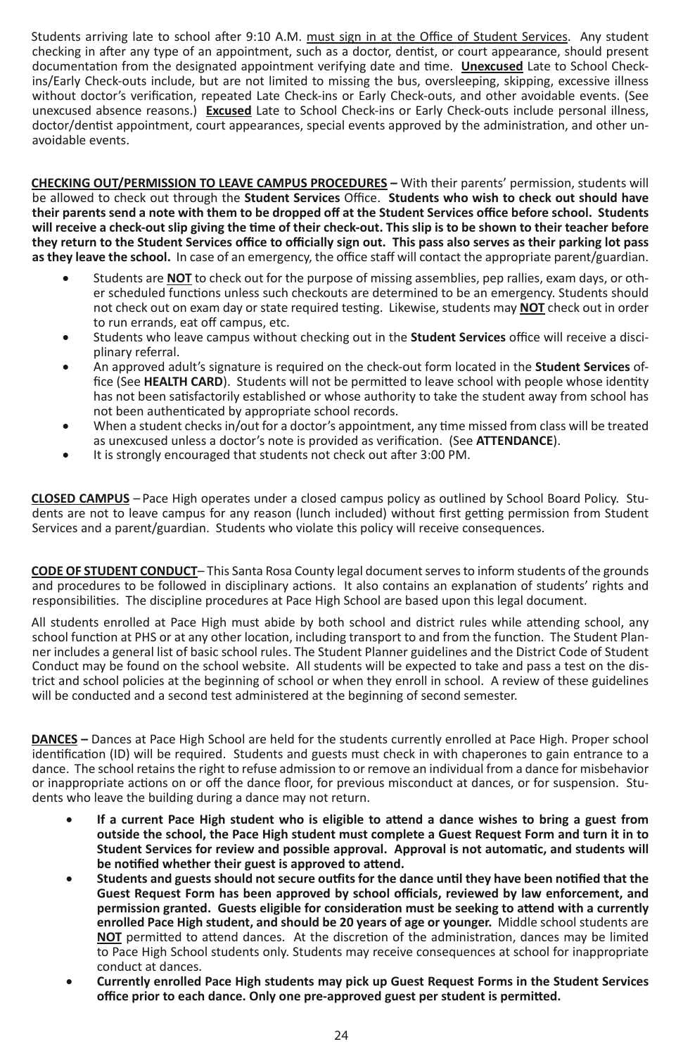Students arriving late to school after 9:10 A.M. must sign in at the Office of Student Services. Any student checking in after any type of an appointment, such as a doctor, dentist, or court appearance, should present documentation from the designated appointment verifying date and time. **Unexcused** Late to School Check-ins/Early Check-outs include, but are not limited to missing the bus, oversleeping, skipping, excessive illness without doctor's verification, repeated Late Check-ins or Early Check-outs, and other avoidable events. (See unexcused absence reasons.) **Excused** Late to School Check-ins or Early Check-outs include personal illness, doctor/dentist appointment, court appearances, special events approved by the administration, and other unavoidable events.

**CHECKING OUT/PERMISSION TO LEAVE CAMPUS PROCEDURES –** With their parents' permission, students will be allowed to check out through the **Student Services** Office. **Students who wish to check out should have their parents send a note with them to be dropped off at the Student Services office before school. Students will receive a check-out slip giving the time of their check-out. This slip is to be shown to their teacher before they return to the Student Services office to officially sign out. This pass also serves as their parking lot pass as they leave the school.** In case of an emergency, the office staff will contact the appropriate parent/guardian.

- Students are **NOT** to check out for the purpose of missing assemblies, pep rallies, exam days, or other scheduled functions unless such checkouts are determined to be an emergency. Students should not check out on exam day or state required testing. Likewise, students may **NOT** check out in order to run errands, eat off campus, etc.
- Students who leave campus without checking out in the **Student Services** office will receive a disciplinary referral.
- An approved adult's signature is required on the check-out form located in the **Student Services** office (See **HEALTH CARD**). Students will not be permitted to leave school with people whose identity has not been satisfactorily established or whose authority to take the student away from school has not been authenticated by appropriate school records.
- When a student checks in/out for a doctor's appointment, any time missed from class will be treated as unexcused unless a doctor's note is provided as verification. (See **ATTENDANCE**).
- It is strongly encouraged that students not check out after 3:00 PM.

**CLOSED CAMPUS** – Pace High operates under a closed campus policy as outlined by School Board Policy. Students are not to leave campus for any reason (lunch included) without first getting permission from Student Services and a parent/guardian. Students who violate this policy will receive consequences.

**CODE OF STUDENT CONDUCT**– This Santa Rosa County legal document serves to inform students of the grounds and procedures to be followed in disciplinary actions. It also contains an explanation of students' rights and responsibilities. The discipline procedures at Pace High School are based upon this legal document.

All students enrolled at Pace High must abide by both school and district rules while attending school, any school function at PHS or at any other location, including transport to and from the function. The Student Planner includes a general list of basic school rules. The Student Planner guidelines and the District Code of Student Conduct may be found on the school website. All students will be expected to take and pass a test on the district and school policies at the beginning of school or when they enroll in school. A review of these guidelines will be conducted and a second test administered at the beginning of second semester.

**DANCES –** Dances at Pace High School are held for the students currently enrolled at Pace High. Proper school identification (ID) will be required. Students and guests must check in with chaperones to gain entrance to a dance. The school retains the right to refuse admission to or remove an individual from a dance for misbehavior or inappropriate actions on or off the dance floor, for previous misconduct at dances, or for suspension. Students who leave the building during a dance may not return.

- **If a current Pace High student who is eligible to attend a dance wishes to bring a guest from outside the school, the Pace High student must complete a Guest Request Form and turn it in to Student Services for review and possible approval. Approval is not automatic, and students will be notified whether their guest is approved to attend.**
- **Students and guests should not secure outfits for the dance until they have been notified that the Guest Request Form has been approved by school officials, reviewed by law enforcement, and permission granted. Guests eligible for consideration must be seeking to attend with a currently enrolled Pace High student, and should be 20 years of age or younger.** Middle school students are **NOT** permitted to attend dances. At the discretion of the administration, dances may be limited to Pace High School students only. Students may receive consequences at school for inappropriate conduct at dances.
- **Currently enrolled Pace High students may pick up Guest Request Forms in the Student Services office prior to each dance. Only one pre-approved guest per student is permitted.**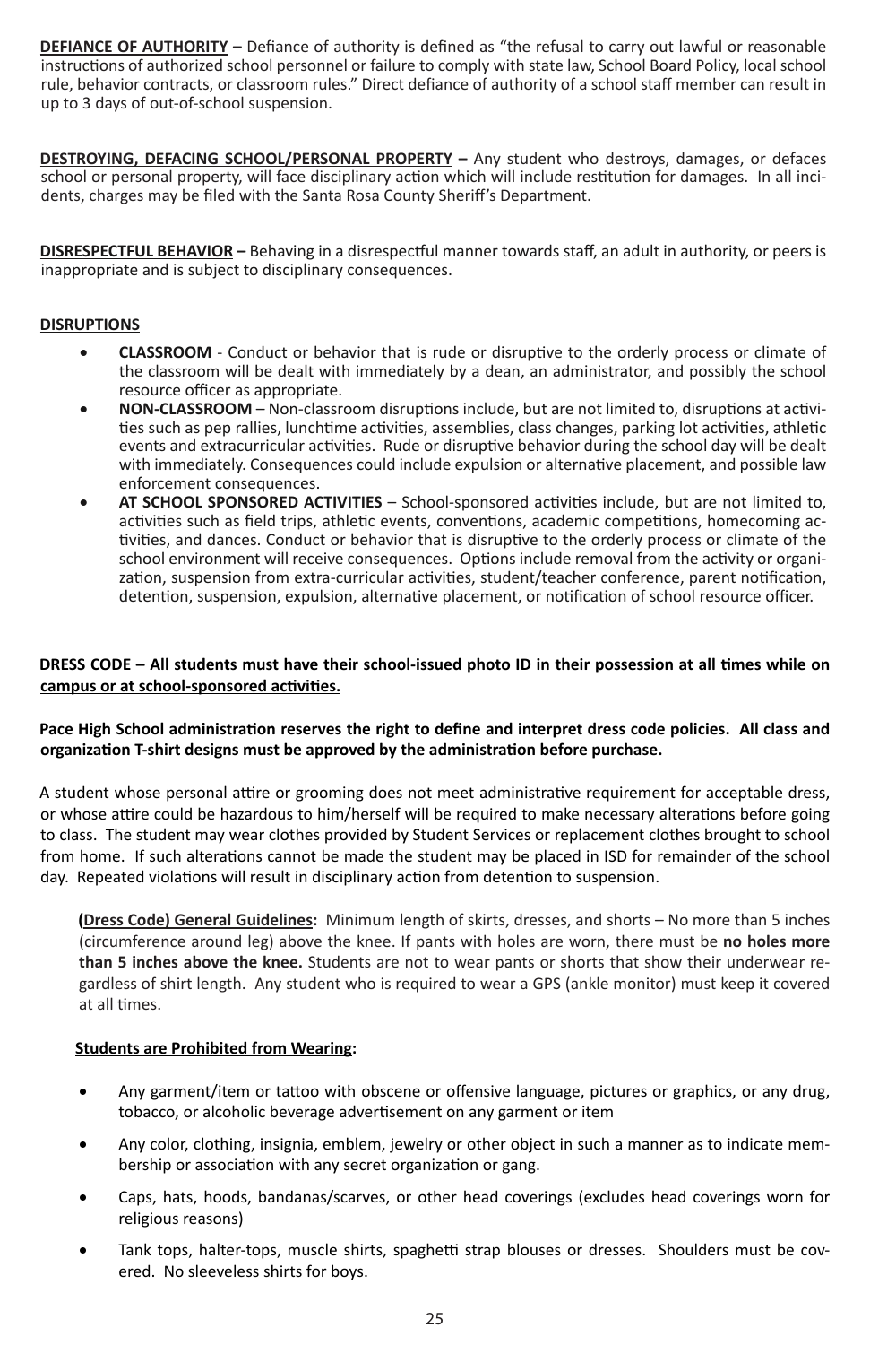**<u>DEFIANCE OF AUTHORITY</u> –** Defiance of authority is defined as "the refusal to carry out lawful or reasonable instructions of authorized school personnel or failure to comply with state law, School Board Policy, local school rule, behavior contracts, or classroom rules." Direct defiance of authority of a school staff member can result in up to 3 days of out-of-school suspension.

**<u>DESTROYING, DEFACING SCHOOL/PERSONAL PROPERTY</u> –** Any student who destroys, damages, or defaces school or personal property, will face disciplinary action which will include restitution for damages. In all incidents, charges may be filed with the Santa Rosa County Sheriff's Department.

**<u>DISRESPECTFUL BEHAVIOR</u> –** Behaving in a disrespectful manner towards staff, an adult in authority, or peers is inappropriate and is subject to disciplinary consequences.

**<u>DISRUPTIONS</u>**

- **CLASSROOM** - Conduct or behavior that is rude or disruptive to the orderly process or climate of the classroom will be dealt with immediately by a dean, an administrator, and possibly the school resource officer as appropriate.
- **NON-CLASSROOM** – Non-classroom disruptions include, but are not limited to, disruptions at activities such as pep rallies, lunchtime activities, assemblies, class changes, parking lot activities, athletic events and extracurricular activities. Rude or disruptive behavior during the school day will be dealt with immediately. Consequences could include expulsion or alternative placement, and possible law enforcement consequences.
- **AT SCHOOL SPONSORED ACTIVITIES** – School-sponsored activities include, but are not limited to, activities such as field trips, athletic events, conventions, academic competitions, homecoming activities, and dances. Conduct or behavior that is disruptive to the orderly process or climate of the school environment will receive consequences. Options include removal from the activity or organization, suspension from extra-curricular activities, student/teacher conference, parent notification, detention, suspension, expulsion, alternative placement, or notification of school resource officer.

**<u>DRESS CODE – All students must have their school-issued photo ID in their possession at all times while on campus or at school-sponsored activities.</u>**

**Pace High School administration reserves the right to define and interpret dress code policies. All class and organization T-shirt designs must be approved by the administration before purchase.**

A student whose personal attire or grooming does not meet administrative requirement for acceptable dress, or whose attire could be hazardous to him/herself will be required to make necessary alterations before going to class. The student may wear clothes provided by Student Services or replacement clothes brought to school from home. If such alterations cannot be made the student may be placed in ISD for remainder of the school day. Repeated violations will result in disciplinary action from detention to suspension.

**<u>(Dress Code) General Guidelines</u>:** Minimum length of skirts, dresses, and shorts – No more than 5 inches (circumference around leg) above the knee. If pants with holes are worn, there must be **no holes more than 5 inches above the knee.** Students are not to wear pants or shorts that show their underwear regardless of shirt length. Any student who is required to wear a GPS (ankle monitor) must keep it covered at all times.

**<u>Students are Prohibited from Wearing</u>:**

- Any garment/item or tattoo with obscene or offensive language, pictures or graphics, or any drug, tobacco, or alcoholic beverage advertisement on any garment or item
- Any color, clothing, insignia, emblem, jewelry or other object in such a manner as to indicate membership or association with any secret organization or gang.
- Caps, hats, hoods, bandanas/scarves, or other head coverings (excludes head coverings worn for religious reasons)
- Tank tops, halter-tops, muscle shirts, spaghetti strap blouses or dresses. Shoulders must be covered. No sleeveless shirts for boys.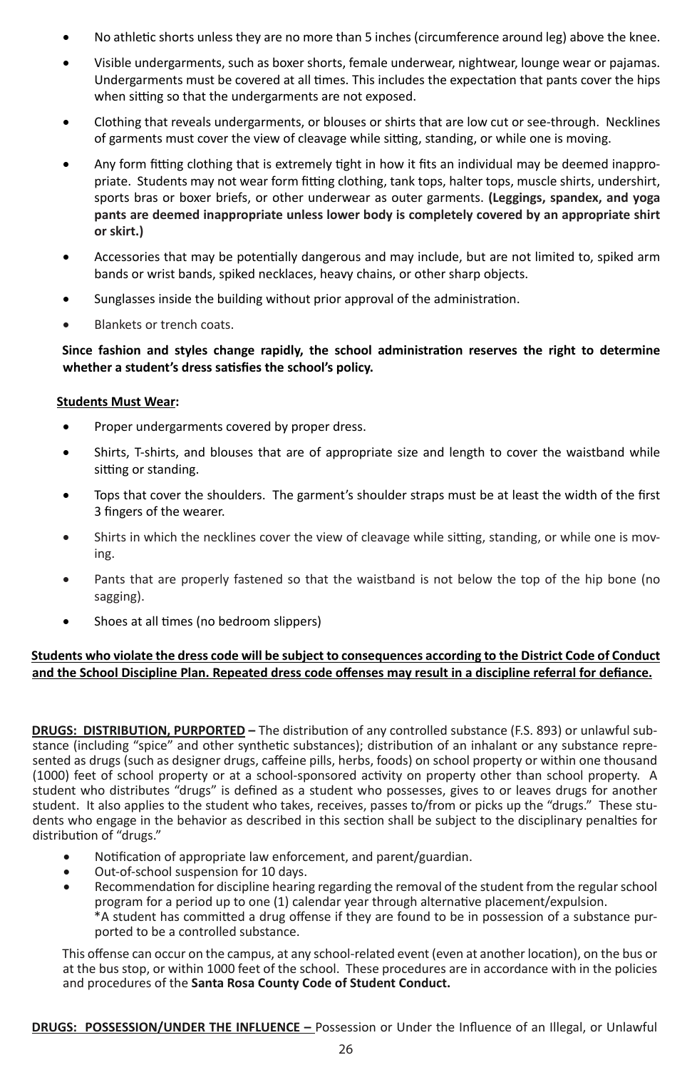- No athletic shorts unless they are no more than 5 inches (circumference around leg) above the knee.
- Visible undergarments, such as boxer shorts, female underwear, nightwear, lounge wear or pajamas. Undergarments must be covered at all times. This includes the expectation that pants cover the hips when sitting so that the undergarments are not exposed.
- Clothing that reveals undergarments, or blouses or shirts that are low cut or see-through. Necklines of garments must cover the view of cleavage while sitting, standing, or while one is moving.
- Any form fitting clothing that is extremely tight in how it fits an individual may be deemed inappropriate. Students may not wear form fitting clothing, tank tops, halter tops, muscle shirts, undershirt, sports bras or boxer briefs, or other underwear as outer garments. **(Leggings, spandex, and yoga pants are deemed inappropriate unless lower body is completely covered by an appropriate shirt or skirt.)**
- Accessories that may be potentially dangerous and may include, but are not limited to, spiked arm bands or wrist bands, spiked necklaces, heavy chains, or other sharp objects.
- Sunglasses inside the building without prior approval of the administration.
- Blankets or trench coats.

**Since fashion and styles change rapidly, the school administration reserves the right to determine whether a student's dress satisfies the school's policy.**

**Students Must Wear:**

- Proper undergarments covered by proper dress.
- Shirts, T-shirts, and blouses that are of appropriate size and length to cover the waistband while sitting or standing.
- Tops that cover the shoulders. The garment's shoulder straps must be at least the width of the first 3 fingers of the wearer.
- Shirts in which the necklines cover the view of cleavage while sitting, standing, or while one is moving.
- Pants that are properly fastened so that the waistband is not below the top of the hip bone (no sagging).
- Shoes at all times (no bedroom slippers)

**Students who violate the dress code will be subject to consequences according to the District Code of Conduct and the School Discipline Plan. Repeated dress code offenses may result in a discipline referral for defiance.**

**DRUGS: DISTRIBUTION, PURPORTED –** The distribution of any controlled substance (F.S. 893) or unlawful substance (including "spice" and other synthetic substances); distribution of an inhalant or any substance represented as drugs (such as designer drugs, caffeine pills, herbs, foods) on school property or within one thousand (1000) feet of school property or at a school-sponsored activity on property other than school property. A student who distributes "drugs" is defined as a student who possesses, gives to or leaves drugs for another student. It also applies to the student who takes, receives, passes to/from or picks up the "drugs." These students who engage in the behavior as described in this section shall be subject to the disciplinary penalties for distribution of "drugs."

- Notification of appropriate law enforcement, and parent/guardian.
- Out-of-school suspension for 10 days.
- Recommendation for discipline hearing regarding the removal of the student from the regular school program for a period up to one (1) calendar year through alternative placement/expulsion.
  *A student has committed a drug offense if they are found to be in possession of a substance purported to be a controlled substance.

This offense can occur on the campus, at any school-related event (even at another location), on the bus or at the bus stop, or within 1000 feet of the school. These procedures are in accordance with in the policies and procedures of the **Santa Rosa County Code of Student Conduct.**

**DRUGS: POSSESSION/UNDER THE INFLUENCE –** Possession or Under the Influence of an Illegal, or Unlawful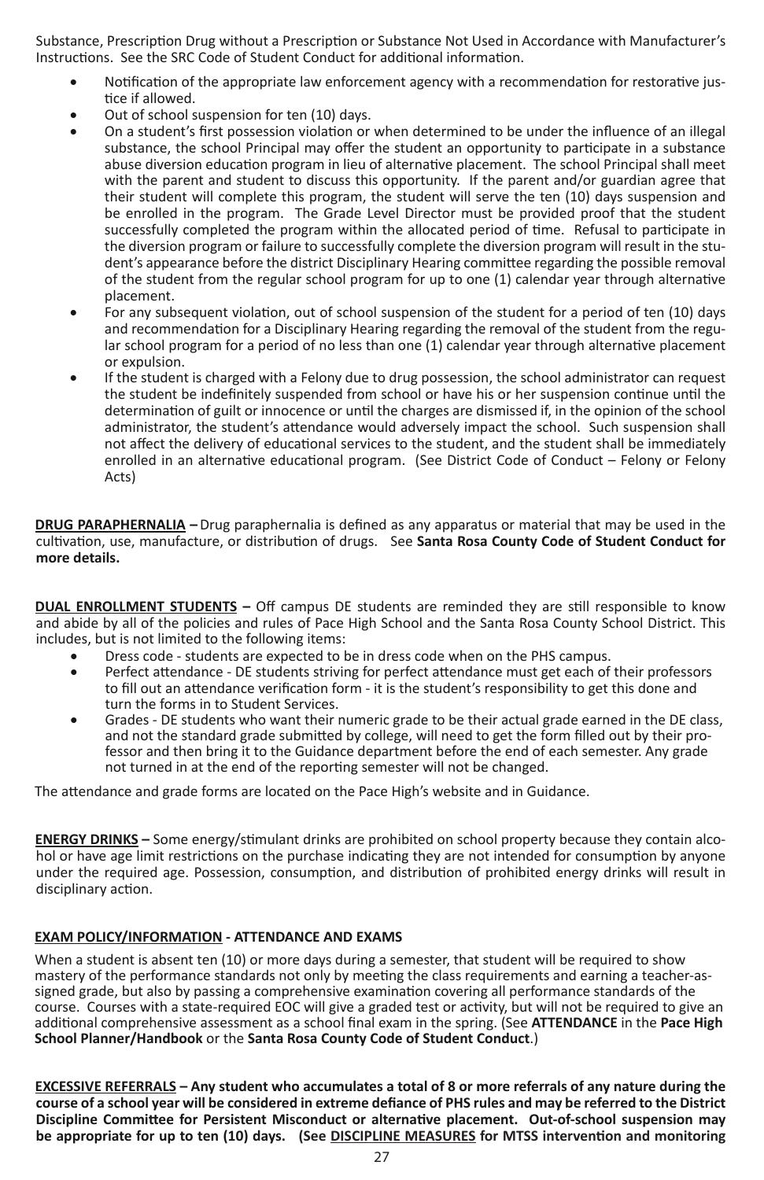Substance, Prescription Drug without a Prescription or Substance Not Used in Accordance with Manufacturer's Instructions. See the SRC Code of Student Conduct for additional information.

- Notification of the appropriate law enforcement agency with a recommendation for restorative justice if allowed.
- Out of school suspension for ten (10) days.
- On a student's first possession violation or when determined to be under the influence of an illegal substance, the school Principal may offer the student an opportunity to participate in a substance abuse diversion education program in lieu of alternative placement. The school Principal shall meet with the parent and student to discuss this opportunity. If the parent and/or guardian agree that their student will complete this program, the student will serve the ten (10) days suspension and be enrolled in the program. The Grade Level Director must be provided proof that the student successfully completed the program within the allocated period of time. Refusal to participate in the diversion program or failure to successfully complete the diversion program will result in the student's appearance before the district Disciplinary Hearing committee regarding the possible removal of the student from the regular school program for up to one (1) calendar year through alternative placement.
- For any subsequent violation, out of school suspension of the student for a period of ten (10) days and recommendation for a Disciplinary Hearing regarding the removal of the student from the regular school program for a period of no less than one (1) calendar year through alternative placement or expulsion.
- If the student is charged with a Felony due to drug possession, the school administrator can request the student be indefinitely suspended from school or have his or her suspension continue until the determination of guilt or innocence or until the charges are dismissed if, in the opinion of the school administrator, the student's attendance would adversely impact the school. Such suspension shall not affect the delivery of educational services to the student, and the student shall be immediately enrolled in an alternative educational program. (See District Code of Conduct – Felony or Felony Acts)

**DRUG PARAPHERNALIA –** Drug paraphernalia is defined as any apparatus or material that may be used in the cultivation, use, manufacture, or distribution of drugs. See **Santa Rosa County Code of Student Conduct for more details.**

**DUAL ENROLLMENT STUDENTS –** Off campus DE students are reminded they are still responsible to know and abide by all of the policies and rules of Pace High School and the Santa Rosa County School District. This includes, but is not limited to the following items:

- Dress code - students are expected to be in dress code when on the PHS campus.
- Perfect attendance - DE students striving for perfect attendance must get each of their professors to fill out an attendance verification form - it is the student's responsibility to get this done and turn the forms in to Student Services.
- Grades - DE students who want their numeric grade to be their actual grade earned in the DE class, and not the standard grade submitted by college, will need to get the form filled out by their professor and then bring it to the Guidance department before the end of each semester. Any grade not turned in at the end of the reporting semester will not be changed.

The attendance and grade forms are located on the Pace High's website and in Guidance.

**ENERGY DRINKS –** Some energy/stimulant drinks are prohibited on school property because they contain alcohol or have age limit restrictions on the purchase indicating they are not intended for consumption by anyone under the required age. Possession, consumption, and distribution of prohibited energy drinks will result in disciplinary action.

**EXAM POLICY/INFORMATION - ATTENDANCE AND EXAMS**

When a student is absent ten (10) or more days during a semester, that student will be required to show mastery of the performance standards not only by meeting the class requirements and earning a teacher-assigned grade, but also by passing a comprehensive examination covering all performance standards of the course. Courses with a state-required EOC will give a graded test or activity, but will not be required to give an additional comprehensive assessment as a school final exam in the spring. (See **ATTENDANCE** in the **Pace High School Planner/Handbook** or the **Santa Rosa County Code of Student Conduct**.)

**EXCESSIVE REFERRALS – Any student who accumulates a total of 8 or more referrals of any nature during the course of a school year will be considered in extreme defiance of PHS rules and may be referred to the District Discipline Committee for Persistent Misconduct or alternative placement. Out-of-school suspension may be appropriate for up to ten (10) days. (See DISCIPLINE MEASURES for MTSS intervention and monitoring**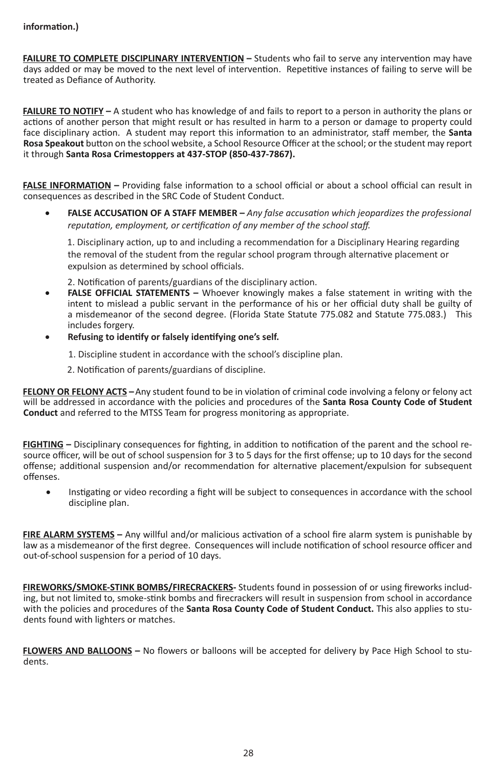**information.)**

**FAILURE TO COMPLETE DISCIPLINARY INTERVENTION –** Students who fail to serve any intervention may have days added or may be moved to the next level of intervention. Repetitive instances of failing to serve will be treated as Defiance of Authority.

**FAILURE TO NOTIFY –** A student who has knowledge of and fails to report to a person in authority the plans or actions of another person that might result or has resulted in harm to a person or damage to property could face disciplinary action. A student may report this information to an administrator, staff member, the **Santa Rosa Speakout** button on the school website, a School Resource Officer at the school; or the student may report it through **Santa Rosa Crimestoppers at 437-STOP (850-437-7867).**

**FALSE INFORMATION –** Providing false information to a school official or about a school official can result in consequences as described in the SRC Code of Student Conduct.

- **FALSE ACCUSATION OF A STAFF MEMBER –** *Any false accusation which jeopardizes the professional reputation, employment, or certification of any member of the school staff.*

  1. Disciplinary action, up to and including a recommendation for a Disciplinary Hearing regarding the removal of the student from the regular school program through alternative placement or expulsion as determined by school officials.
  2. Notification of parents/guardians of the disciplinary action.
- **FALSE OFFICIAL STATEMENTS –** Whoever knowingly makes a false statement in writing with the intent to mislead a public servant in the performance of his or her official duty shall be guilty of a misdemeanor of the second degree. (Florida State Statute 775.082 and Statute 775.083.) This includes forgery.
- **Refusing to identify or falsely identifying one's self.**

  1. Discipline student in accordance with the school's discipline plan.
  2. Notification of parents/guardians of discipline.

**FELONY OR FELONY ACTS –** Any student found to be in violation of criminal code involving a felony or felony act will be addressed in accordance with the policies and procedures of the **Santa Rosa County Code of Student Conduct** and referred to the MTSS Team for progress monitoring as appropriate.

**FIGHTING –** Disciplinary consequences for fighting, in addition to notification of the parent and the school resource officer, will be out of school suspension for 3 to 5 days for the first offense; up to 10 days for the second offense; additional suspension and/or recommendation for alternative placement/expulsion for subsequent offenses.

- Instigating or video recording a fight will be subject to consequences in accordance with the school discipline plan.

**FIRE ALARM SYSTEMS –** Any willful and/or malicious activation of a school fire alarm system is punishable by law as a misdemeanor of the first degree. Consequences will include notification of school resource officer and out-of-school suspension for a period of 10 days.

**FIREWORKS/SMOKE-STINK BOMBS/FIRECRACKERS-** Students found in possession of or using fireworks including, but not limited to, smoke-stink bombs and firecrackers will result in suspension from school in accordance with the policies and procedures of the **Santa Rosa County Code of Student Conduct.** This also applies to students found with lighters or matches.

**FLOWERS AND BALLOONS –** No flowers or balloons will be accepted for delivery by Pace High School to students.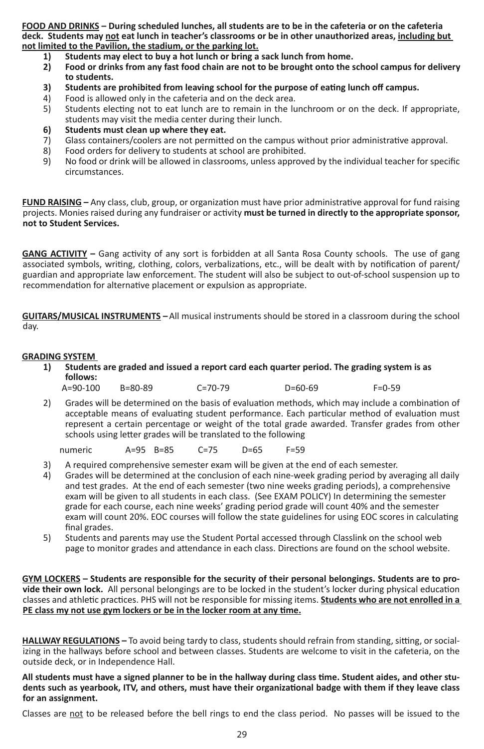**<u>FOOD AND DRINKS</u> – During scheduled lunches, all students are to be in the cafeteria or on the cafeteria deck. Students may <u>not</u> eat lunch in teacher's classrooms or be in other unauthorized areas, <u>including but not limited to the Pavilion, the stadium, or the parking lot.</u>**

1) **Students may elect to buy a hot lunch or bring a sack lunch from home.**
2) **Food or drinks from any fast food chain are not to be brought onto the school campus for delivery to students.**
3) **Students are prohibited from leaving school for the purpose of eating lunch off campus.**
4) Food is allowed only in the cafeteria and on the deck area.
5) Students electing not to eat lunch are to remain in the lunchroom or on the deck. If appropriate, students may visit the media center during their lunch.
6) **Students must clean up where they eat.**
7) Glass containers/coolers are not permitted on the campus without prior administrative approval.
8) Food orders for delivery to students at school are prohibited.
9) No food or drink will be allowed in classrooms, unless approved by the individual teacher for specific circumstances.

**<u>FUND RAISING</u> –** Any class, club, group, or organization must have prior administrative approval for fund raising projects. Monies raised during any fundraiser or activity **must be turned in directly to the appropriate sponsor, not to Student Services.**

**<u>GANG ACTIVITY</u> –** Gang activity of any sort is forbidden at all Santa Rosa County schools. The use of gang associated symbols, writing, clothing, colors, verbalizations, etc., will be dealt with by notification of parent/guardian and appropriate law enforcement. The student will also be subject to out-of-school suspension up to recommendation for alternative placement or expulsion as appropriate.

**<u>GUITARS/MUSICAL INSTRUMENTS</u> –** All musical instruments should be stored in a classroom during the school day.

**<u>GRADING SYSTEM</u>**

1) **Students are graded and issued a report card each quarter period. The grading system is as follows:**

   A=90-100 B=80-89 C=70-79 D=60-69 F=0-59

2) Grades will be determined on the basis of evaluation methods, which may include a combination of acceptable means of evaluating student performance. Each particular method of evaluation must represent a certain percentage or weight of the total grade awarded. Transfer grades from other schools using letter grades will be translated to the following

   numeric A=95 B=85 C=75 D=65 F=59

3) A required comprehensive semester exam will be given at the end of each semester.
4) Grades will be determined at the conclusion of each nine-week grading period by averaging all daily and test grades. At the end of each semester (two nine weeks grading periods), a comprehensive exam will be given to all students in each class. (See EXAM POLICY) In determining the semester grade for each course, each nine weeks' grading period grade will count 40% and the semester exam will count 20%. EOC courses will follow the state guidelines for using EOC scores in calculating final grades.
5) Students and parents may use the Student Portal accessed through Classlink on the school web page to monitor grades and attendance in each class. Directions are found on the school website.

**<u>GYM LOCKERS</u> – Students are responsible for the security of their personal belongings. Students are to provide their own lock.** All personal belongings are to be locked in the student's locker during physical education classes and athletic practices. PHS will not be responsible for missing items. **<u>Students who are not enrolled in a PE class my not use gym lockers or be in the locker room at any time.</u>**

**<u>HALLWAY REGULATIONS</u> –** To avoid being tardy to class, students should refrain from standing, sitting, or socializing in the hallways before school and between classes. Students are welcome to visit in the cafeteria, on the outside deck, or in Independence Hall.

**All students must have a signed planner to be in the hallway during class time. Student aides, and other students such as yearbook, ITV, and others, must have their organizational badge with them if they leave class for an assignment.**

Classes are <u>not</u> to be released before the bell rings to end the class period. No passes will be issued to the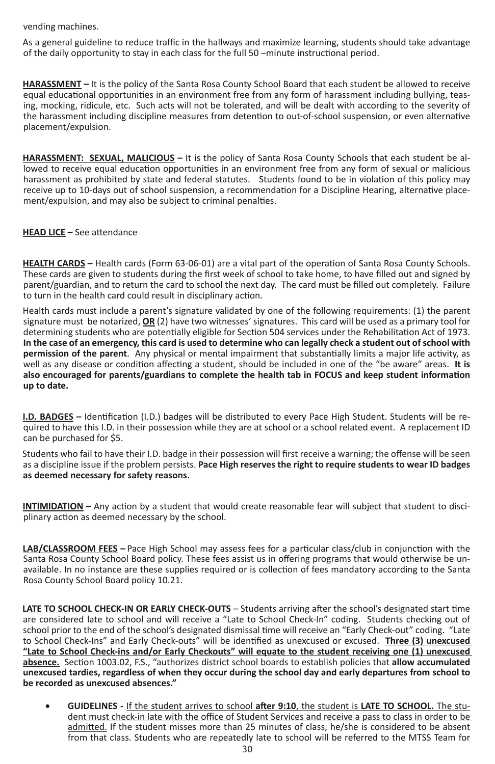vending machines.

As a general guideline to reduce traffic in the hallways and maximize learning, students should take advantage of the daily opportunity to stay in each class for the full 50 –minute instructional period.

**<u>HARASSMENT</u> –** It is the policy of the Santa Rosa County School Board that each student be allowed to receive equal educational opportunities in an environment free from any form of harassment including bullying, teasing, mocking, ridicule, etc. Such acts will not be tolerated, and will be dealt with according to the severity of the harassment including discipline measures from detention to out-of-school suspension, or even alternative placement/expulsion.

**<u>HARASSMENT: SEXUAL, MALICIOUS</u> –** It is the policy of Santa Rosa County Schools that each student be allowed to receive equal education opportunities in an environment free from any form of sexual or malicious harassment as prohibited by state and federal statutes. Students found to be in violation of this policy may receive up to 10-days out of school suspension, a recommendation for a Discipline Hearing, alternative placement/expulsion, and may also be subject to criminal penalties.

**<u>HEAD LICE</u>** – See attendance

**<u>HEALTH CARDS</u> –** Health cards (Form 63-06-01) are a vital part of the operation of Santa Rosa County Schools. These cards are given to students during the first week of school to take home, to have filled out and signed by parent/guardian, and to return the card to school the next day. The card must be filled out completely. Failure to turn in the health card could result in disciplinary action.

Health cards must include a parent's signature validated by one of the following requirements: (1) the parent signature must be notarized, **<u>OR</u>** (2) have two witnesses' signatures. This card will be used as a primary tool for determining students who are potentially eligible for Section 504 services under the Rehabilitation Act of 1973. **In the case of an emergency, this card is used to determine who can legally check a student out of school with permission of the parent**. Any physical or mental impairment that substantially limits a major life activity, as well as any disease or condition affecting a student, should be included in one of the "be aware" areas. **It is also encouraged for parents/guardians to complete the health tab in FOCUS and keep student information up to date.**

**<u>I.D. BADGES</u> –** Identification (I.D.) badges will be distributed to every Pace High Student. Students will be required to have this I.D. in their possession while they are at school or a school related event. A replacement ID can be purchased for $5.

Students who fail to have their I.D. badge in their possession will first receive a warning; the offense will be seen as a discipline issue if the problem persists. **Pace High reserves the right to require students to wear ID badges as deemed necessary for safety reasons.**

**<u>INTIMIDATION</u> –** Any action by a student that would create reasonable fear will subject that student to disciplinary action as deemed necessary by the school.

**<u>LAB/CLASSROOM FEES</u> –** Pace High School may assess fees for a particular class/club in conjunction with the Santa Rosa County School Board policy. These fees assist us in offering programs that would otherwise be unavailable. In no instance are these supplies required or is collection of fees mandatory according to the Santa Rosa County School Board policy 10.21.

**<u>LATE TO SCHOOL CHECK-IN OR EARLY CHECK-OUTS</u>** – Students arriving after the school's designated start time are considered late to school and will receive a "Late to School Check-In" coding. Students checking out of school prior to the end of the school's designated dismissal time will receive an "Early Check-out" coding. "Late to School Check-Ins" and Early Check-outs" will be identified as unexcused or excused. **<u>Three (3) unexcused "Late to School Check-ins and/or Early Checkouts" will equate to the student receiving one (1) unexcused absence.</u>** Section 1003.02, F.S., "authorizes district school boards to establish policies that **allow accumulated unexcused tardies, regardless of when they occur during the school day and early departures from school to be recorded as unexcused absences."**

- **GUIDELINES -** <u>If the student arrives to school **after 9:10**, the student is **LATE TO SCHOOL.** The student must check-in late with the office of Student Services and receive a pass to class in order to be admitted.</u> If the student misses more than 25 minutes of class, he/she is considered to be absent from that class. Students who are repeatedly late to school will be referred to the MTSS Team for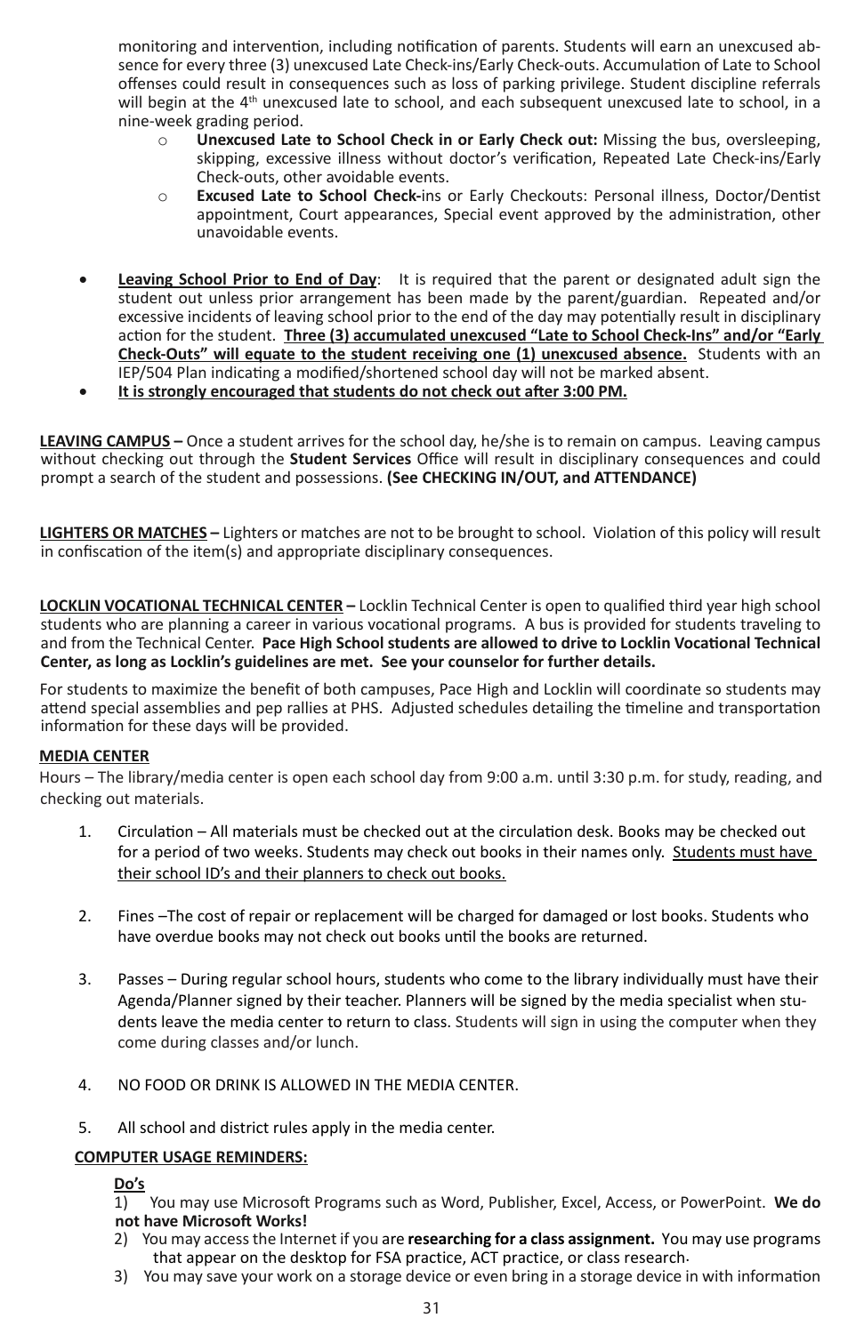monitoring and intervention, including notification of parents. Students will earn an unexcused absence for every three (3) unexcused Late Check-ins/Early Check-outs. Accumulation of Late to School offenses could result in consequences such as loss of parking privilege. Student discipline referrals will begin at the 4th unexcused late to school, and each subsequent unexcused late to school, in a nine-week grading period.

- **Unexcused Late to School Check in or Early Check out:** Missing the bus, oversleeping, skipping, excessive illness without doctor's verification, Repeated Late Check-ins/Early Check-outs, other avoidable events.
- **Excused Late to School Check-**ins or Early Checkouts: Personal illness, Doctor/Dentist appointment, Court appearances, Special event approved by the administration, other unavoidable events.

- **<u>Leaving School Prior to End of Day</u>**: It is required that the parent or designated adult sign the student out unless prior arrangement has been made by the parent/guardian. Repeated and/or excessive incidents of leaving school prior to the end of the day may potentially result in disciplinary action for the student. **<u>Three (3) accumulated unexcused "Late to School Check-Ins" and/or "Early Check-Outs" will equate to the student receiving one (1) unexcused absence.</u>** Students with an IEP/504 Plan indicating a modified/shortened school day will not be marked absent.
- **<u>It is strongly encouraged that students do not check out after 3:00 PM.</u>**

**<u>LEAVING CAMPUS</u> –** Once a student arrives for the school day, he/she is to remain on campus. Leaving campus without checking out through the **Student Services** Office will result in disciplinary consequences and could prompt a search of the student and possessions. **(See CHECKING IN/OUT, and ATTENDANCE)**

**<u>LIGHTERS OR MATCHES</u> –** Lighters or matches are not to be brought to school. Violation of this policy will result in confiscation of the item(s) and appropriate disciplinary consequences.

**<u>LOCKLIN VOCATIONAL TECHNICAL CENTER</u> –** Locklin Technical Center is open to qualified third year high school students who are planning a career in various vocational programs. A bus is provided for students traveling to and from the Technical Center. **Pace High School students are allowed to drive to Locklin Vocational Technical Center, as long as Locklin's guidelines are met. See your counselor for further details.**

For students to maximize the benefit of both campuses, Pace High and Locklin will coordinate so students may attend special assemblies and pep rallies at PHS. Adjusted schedules detailing the timeline and transportation information for these days will be provided.

**<u>MEDIA CENTER</u>**

Hours – The library/media center is open each school day from 9:00 a.m. until 3:30 p.m. for study, reading, and checking out materials.

1. Circulation – All materials must be checked out at the circulation desk. Books may be checked out for a period of two weeks. Students may check out books in their names only. <u>Students must have their school ID's and their planners to check out books.</u>

2. Fines –The cost of repair or replacement will be charged for damaged or lost books. Students who have overdue books may not check out books until the books are returned.

3. Passes – During regular school hours, students who come to the library individually must have their Agenda/Planner signed by their teacher. Planners will be signed by the media specialist when students leave the media center to return to class. Students will sign in using the computer when they come during classes and/or lunch.

4. NO FOOD OR DRINK IS ALLOWED IN THE MEDIA CENTER.

5. All school and district rules apply in the media center.

**<u>COMPUTER USAGE REMINDERS:</u>**

**<u>Do's</u>**

1) You may use Microsoft Programs such as Word, Publisher, Excel, Access, or PowerPoint. **We do not have Microsoft Works!**
2) You may access the Internet if you are **researching for a class assignment.** You may use programs that appear on the desktop for FSA practice, ACT practice, or class research.
3) You may save your work on a storage device or even bring in a storage device in with information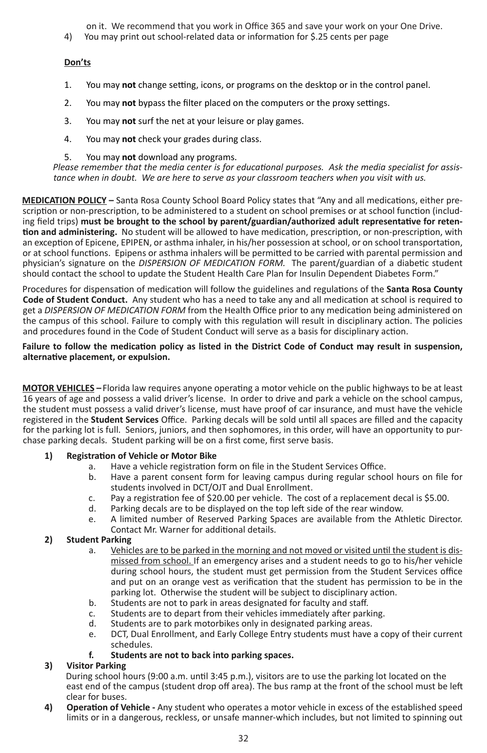on it. We recommend that you work in Office 365 and save your work on your One Drive.

4) You may print out school-related data or information for $.25 cents per page

**Don'ts**

1. You may **not** change setting, icons, or programs on the desktop or in the control panel.
2. You may **not** bypass the filter placed on the computers or the proxy settings.
3. You may **not** surf the net at your leisure or play games.
4. You may **not** check your grades during class.
5. You may **not** download any programs.

*Please remember that the media center is for educational purposes. Ask the media specialist for assistance when in doubt. We are here to serve as your classroom teachers when you visit with us.*

**MEDICATION POLICY –** Santa Rosa County School Board Policy states that "Any and all medications, either prescription or non-prescription, to be administered to a student on school premises or at school function (including field trips) **must be brought to the school by parent/guardian/authorized adult representative for retention and administering.** No student will be allowed to have medication, prescription, or non-prescription, with an exception of Epicene, EPIPEN, or asthma inhaler, in his/her possession at school, or on school transportation, or at school functions. Epipens or asthma inhalers will be permitted to be carried with parental permission and physician's signature on the *DISPERSION OF MEDICATION FORM.* The parent/guardian of a diabetic student should contact the school to update the Student Health Care Plan for Insulin Dependent Diabetes Form."

Procedures for dispensation of medication will follow the guidelines and regulations of the **Santa Rosa County Code of Student Conduct.** Any student who has a need to take any and all medication at school is required to get a *DISPERSION OF MEDICATION FORM* from the Health Office prior to any medication being administered on the campus of this school. Failure to comply with this regulation will result in disciplinary action. The policies and procedures found in the Code of Student Conduct will serve as a basis for disciplinary action.

**Failure to follow the medication policy as listed in the District Code of Conduct may result in suspension, alternative placement, or expulsion.**

**MOTOR VEHICLES –** Florida law requires anyone operating a motor vehicle on the public highways to be at least 16 years of age and possess a valid driver's license. In order to drive and park a vehicle on the school campus, the student must possess a valid driver's license, must have proof of car insurance, and must have the vehicle registered in the **Student Services** Office. Parking decals will be sold until all spaces are filled and the capacity for the parking lot is full. Seniors, juniors, and then sophomores, in this order, will have an opportunity to purchase parking decals. Student parking will be on a first come, first serve basis.

**1) Registration of Vehicle or Motor Bike**

a. Have a vehicle registration form on file in the Student Services Office.
b. Have a parent consent form for leaving campus during regular school hours on file for students involved in DCT/OJT and Dual Enrollment.
c. Pay a registration fee of $20.00 per vehicle. The cost of a replacement decal is $5.00.
d. Parking decals are to be displayed on the top left side of the rear window.
e. A limited number of Reserved Parking Spaces are available from the Athletic Director. Contact Mr. Warner for additional details.

**2) Student Parking**

a. <u>Vehicles are to be parked in the morning and not moved or visited until the student is dismissed from school.</u> If an emergency arises and a student needs to go to his/her vehicle during school hours, the student must get permission from the Student Services office and put on an orange vest as verification that the student has permission to be in the parking lot. Otherwise the student will be subject to disciplinary action.
b. Students are not to park in areas designated for faculty and staff.
c. Students are to depart from their vehicles immediately after parking.
d. Students are to park motorbikes only in designated parking areas.
e. DCT, Dual Enrollment, and Early College Entry students must have a copy of their current schedules.
**f. Students are not to back into parking spaces.**

**3) Visitor Parking**

During school hours (9:00 a.m. until 3:45 p.m.), visitors are to use the parking lot located on the east end of the campus (student drop off area). The bus ramp at the front of the school must be left clear for buses.

**4) Operation of Vehicle -** Any student who operates a motor vehicle in excess of the established speed limits or in a dangerous, reckless, or unsafe manner-which includes, but not limited to spinning out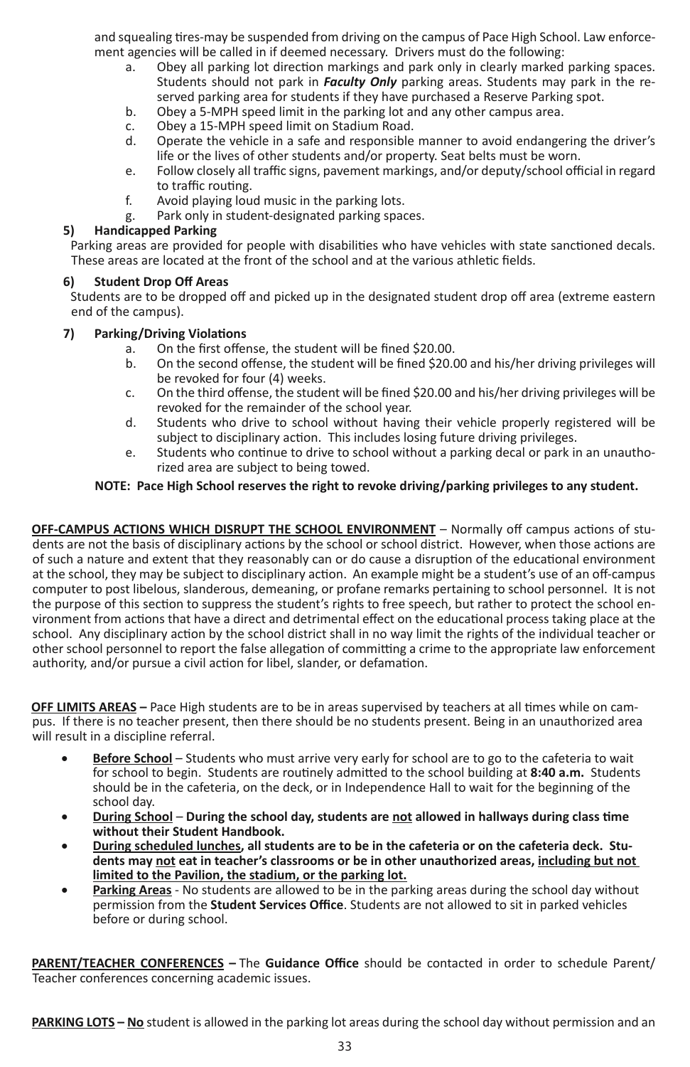and squealing tires-may be suspended from driving on the campus of Pace High School. Law enforcement agencies will be called in if deemed necessary. Drivers must do the following:

a. Obey all parking lot direction markings and park only in clearly marked parking spaces. Students should not park in ***Faculty Only*** parking areas. Students may park in the reserved parking area for students if they have purchased a Reserve Parking spot.
b. Obey a 5-MPH speed limit in the parking lot and any other campus area.
c. Obey a 15-MPH speed limit on Stadium Road.
d. Operate the vehicle in a safe and responsible manner to avoid endangering the driver's life or the lives of other students and/or property. Seat belts must be worn.
e. Follow closely all traffic signs, pavement markings, and/or deputy/school official in regard to traffic routing.
f. Avoid playing loud music in the parking lots.
g. Park only in student-designated parking spaces.

**5) Handicapped Parking**

Parking areas are provided for people with disabilities who have vehicles with state sanctioned decals. These areas are located at the front of the school and at the various athletic fields.

**6) Student Drop Off Areas**

Students are to be dropped off and picked up in the designated student drop off area (extreme eastern end of the campus).

**7) Parking/Driving Violations**

a. On the first offense, the student will be fined $20.00.
b. On the second offense, the student will be fined $20.00 and his/her driving privileges will be revoked for four (4) weeks.
c. On the third offense, the student will be fined $20.00 and his/her driving privileges will be revoked for the remainder of the school year.
d. Students who drive to school without having their vehicle properly registered will be subject to disciplinary action. This includes losing future driving privileges.
e. Students who continue to drive to school without a parking decal or park in an unauthorized area are subject to being towed.

**NOTE: Pace High School reserves the right to revoke driving/parking privileges to any student.**

**OFF-CAMPUS ACTIONS WHICH DISRUPT THE SCHOOL ENVIRONMENT** – Normally off campus actions of students are not the basis of disciplinary actions by the school or school district. However, when those actions are of such a nature and extent that they reasonably can or do cause a disruption of the educational environment at the school, they may be subject to disciplinary action. An example might be a student's use of an off-campus computer to post libelous, slanderous, demeaning, or profane remarks pertaining to school personnel. It is not the purpose of this section to suppress the student's rights to free speech, but rather to protect the school environment from actions that have a direct and detrimental effect on the educational process taking place at the school. Any disciplinary action by the school district shall in no way limit the rights of the individual teacher or other school personnel to report the false allegation of committing a crime to the appropriate law enforcement authority, and/or pursue a civil action for libel, slander, or defamation.

**OFF LIMITS AREAS –** Pace High students are to be in areas supervised by teachers at all times while on campus. If there is no teacher present, then there should be no students present. Being in an unauthorized area will result in a discipline referral.

- **Before School** – Students who must arrive very early for school are to go to the cafeteria to wait for school to begin. Students are routinely admitted to the school building at **8:40 a.m.** Students should be in the cafeteria, on the deck, or in Independence Hall to wait for the beginning of the school day.
- **During School** – **During the school day, students are not allowed in hallways during class time without their Student Handbook.**
- **During scheduled lunches, all students are to be in the cafeteria or on the cafeteria deck. Students may not eat in teacher's classrooms or be in other unauthorized areas, including but not limited to the Pavilion, the stadium, or the parking lot.**
- **Parking Areas** - No students are allowed to be in the parking areas during the school day without permission from the **Student Services Office**. Students are not allowed to sit in parked vehicles before or during school.

**PARENT/TEACHER CONFERENCES –** The **Guidance Office** should be contacted in order to schedule Parent/Teacher conferences concerning academic issues.

**PARKING LOTS – No** student is allowed in the parking lot areas during the school day without permission and an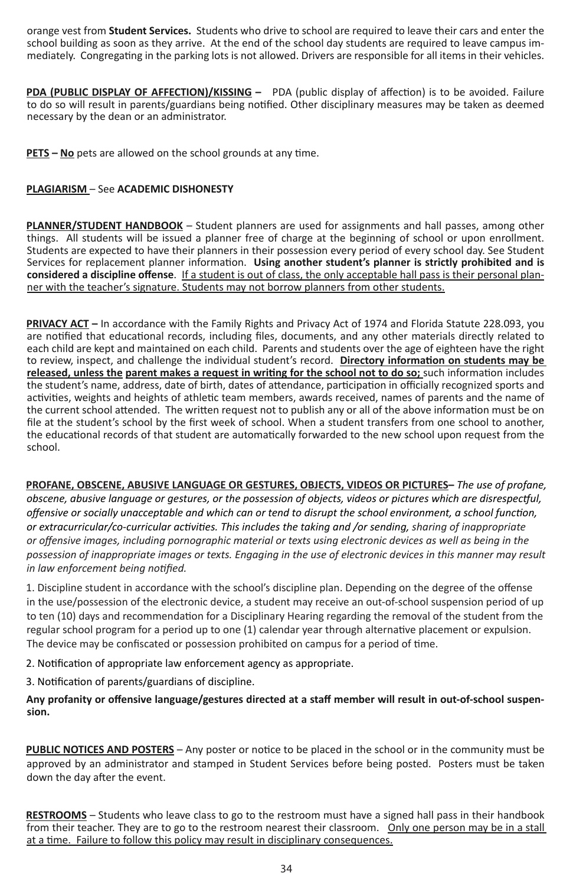orange vest from **Student Services.** Students who drive to school are required to leave their cars and enter the school building as soon as they arrive. At the end of the school day students are required to leave campus immediately. Congregating in the parking lots is not allowed. Drivers are responsible for all items in their vehicles.

**PDA (PUBLIC DISPLAY OF AFFECTION)/KISSING –** PDA (public display of affection) is to be avoided. Failure to do so will result in parents/guardians being notified. Other disciplinary measures may be taken as deemed necessary by the dean or an administrator.

**PETS – No** pets are allowed on the school grounds at any time.

**PLAGIARISM** – See **ACADEMIC DISHONESTY**

**PLANNER/STUDENT HANDBOOK** – Student planners are used for assignments and hall passes, among other things. All students will be issued a planner free of charge at the beginning of school or upon enrollment. Students are expected to have their planners in their possession every period of every school day. See Student Services for replacement planner information. **Using another student's planner is strictly prohibited and is considered a discipline offense**. If a student is out of class, the only acceptable hall pass is their personal planner with the teacher's signature. Students may not borrow planners from other students.

**PRIVACY ACT –** In accordance with the Family Rights and Privacy Act of 1974 and Florida Statute 228.093, you are notified that educational records, including files, documents, and any other materials directly related to each child are kept and maintained on each child. Parents and students over the age of eighteen have the right to review, inspect, and challenge the individual student's record. **Directory information on students may be released, unless the parent makes a request in writing for the school not to do so;** such information includes the student's name, address, date of birth, dates of attendance, participation in officially recognized sports and activities, weights and heights of athletic team members, awards received, names of parents and the name of the current school attended. The written request not to publish any or all of the above information must be on file at the student's school by the first week of school. When a student transfers from one school to another, the educational records of that student are automatically forwarded to the new school upon request from the school.

**PROFANE, OBSCENE, ABUSIVE LANGUAGE OR GESTURES, OBJECTS, VIDEOS OR PICTURES–** *The use of profane, obscene, abusive language or gestures, or the possession of objects, videos or pictures which are disrespectful, offensive or socially unacceptable and which can or tend to disrupt the school environment, a school function, or extracurricular/co-curricular activities. This includes the taking and /or sending, sharing of inappropriate or offensive images, including pornographic material or texts using electronic devices as well as being in the possession of inappropriate images or texts. Engaging in the use of electronic devices in this manner may result in law enforcement being notified.*

1. Discipline student in accordance with the school's discipline plan. Depending on the degree of the offense in the use/possession of the electronic device, a student may receive an out-of-school suspension period of up to ten (10) days and recommendation for a Disciplinary Hearing regarding the removal of the student from the regular school program for a period up to one (1) calendar year through alternative placement or expulsion. The device may be confiscated or possession prohibited on campus for a period of time.

2. Notification of appropriate law enforcement agency as appropriate.

3. Notification of parents/guardians of discipline.

**Any profanity or offensive language/gestures directed at a staff member will result in out-of-school suspension.**

**PUBLIC NOTICES AND POSTERS** – Any poster or notice to be placed in the school or in the community must be approved by an administrator and stamped in Student Services before being posted. Posters must be taken down the day after the event.

**RESTROOMS** – Students who leave class to go to the restroom must have a signed hall pass in their handbook from their teacher. They are to go to the restroom nearest their classroom. Only one person may be in a stall at a time. Failure to follow this policy may result in disciplinary consequences.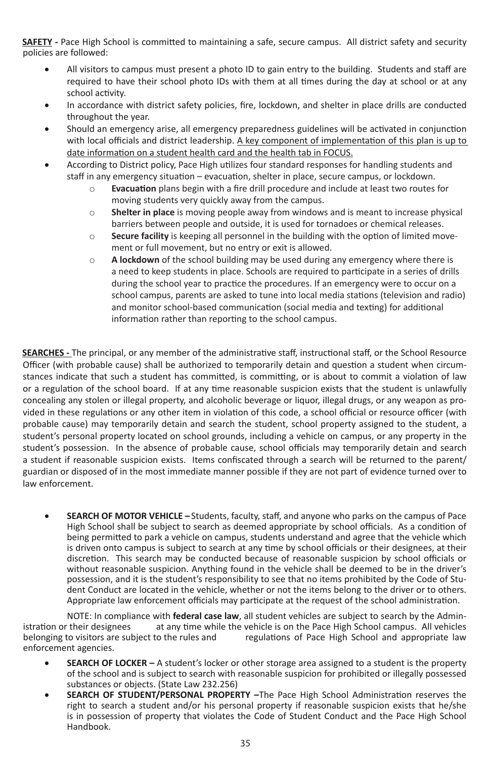**SAFETY -** Pace High School is committed to maintaining a safe, secure campus. All district safety and security policies are followed:

- All visitors to campus must present a photo ID to gain entry to the building. Students and staff are required to have their school photo IDs with them at all times during the day at school or at any school activity.
- In accordance with district safety policies, fire, lockdown, and shelter in place drills are conducted throughout the year.
- Should an emergency arise, all emergency preparedness guidelines will be activated in conjunction with local officials and district leadership. <u>A key component of implementation of this plan is up to date information on a student health card and the health tab in FOCUS.</u>
- According to District policy, Pace High utilizes four standard responses for handling students and staff in any emergency situation – evacuation, shelter in place, secure campus, or lockdown.
    - **Evacuation** plans begin with a fire drill procedure and include at least two routes for moving students very quickly away from the campus.
    - **Shelter in place** is moving people away from windows and is meant to increase physical barriers between people and outside, it is used for tornadoes or chemical releases.
    - **Secure facility** is keeping all personnel in the building with the option of limited movement or full movement, but no entry or exit is allowed.
    - **A lockdown** of the school building may be used during any emergency where there is a need to keep students in place. Schools are required to participate in a series of drills during the school year to practice the procedures. If an emergency were to occur on a school campus, parents are asked to tune into local media stations (television and radio) and monitor school-based communication (social media and texting) for additional information rather than reporting to the school campus.

**SEARCHES -** The principal, or any member of the administrative staff, instructional staff, or the School Resource Officer (with probable cause) shall be authorized to temporarily detain and question a student when circumstances indicate that such a student has committed, is committing, or is about to commit a violation of law or a regulation of the school board. If at any time reasonable suspicion exists that the student is unlawfully concealing any stolen or illegal property, and alcoholic beverage or liquor, illegal drugs, or any weapon as provided in these regulations or any other item in violation of this code, a school official or resource officer (with probable cause) may temporarily detain and search the student, school property assigned to the student, a student's personal property located on school grounds, including a vehicle on campus, or any property in the student's possession. In the absence of probable cause, school officials may temporarily detain and search a student if reasonable suspicion exists. Items confiscated through a search will be returned to the parent/guardian or disposed of in the most immediate manner possible if they are not part of evidence turned over to law enforcement.

- **SEARCH OF MOTOR VEHICLE –** Students, faculty, staff, and anyone who parks on the campus of Pace High School shall be subject to search as deemed appropriate by school officials. As a condition of being permitted to park a vehicle on campus, students understand and agree that the vehicle which is driven onto campus is subject to search at any time by school officials or their designees, at their discretion. This search may be conducted because of reasonable suspicion by school officials or without reasonable suspicion. Anything found in the vehicle shall be deemed to be in the driver's possession, and it is the student's responsibility to see that no items prohibited by the Code of Student Conduct are located in the vehicle, whether or not the items belong to the driver or to others. Appropriate law enforcement officials may participate at the request of the school administration.

NOTE: In compliance with **federal case law**, all student vehicles are subject to search by the Administration or their designees at any time while the vehicle is on the Pace High School campus. All vehicles belonging to visitors are subject to the rules and regulations of Pace High School and appropriate law enforcement agencies.

- **SEARCH OF LOCKER –** A student's locker or other storage area assigned to a student is the property of the school and is subject to search with reasonable suspicion for prohibited or illegally possessed substances or objects. (State Law 232.256)
- **SEARCH OF STUDENT/PERSONAL PROPERTY –** The Pace High School Administration reserves the right to search a student and/or his personal property if reasonable suspicion exists that he/she is in possession of property that violates the Code of Student Conduct and the Pace High School Handbook.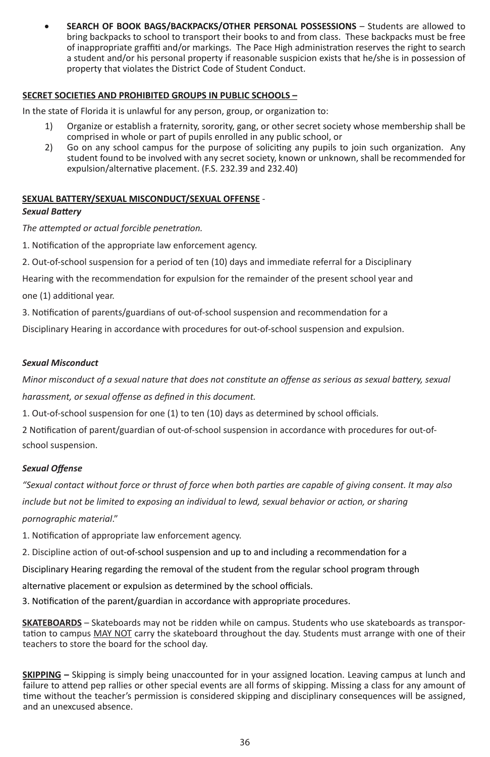- **SEARCH OF BOOK BAGS/BACKPACKS/OTHER PERSONAL POSSESSIONS** – Students are allowed to bring backpacks to school to transport their books to and from class. These backpacks must be free of inappropriate graffiti and/or markings. The Pace High administration reserves the right to search a student and/or his personal property if reasonable suspicion exists that he/she is in possession of property that violates the District Code of Student Conduct.

**SECRET SOCIETIES AND PROHIBITED GROUPS IN PUBLIC SCHOOLS –**

In the state of Florida it is unlawful for any person, group, or organization to:

1) Organize or establish a fraternity, sorority, gang, or other secret society whose membership shall be comprised in whole or part of pupils enrolled in any public school, or
2) Go on any school campus for the purpose of soliciting any pupils to join such organization. Any student found to be involved with any secret society, known or unknown, shall be recommended for expulsion/alternative placement. (F.S. 232.39 and 232.40)

**SEXUAL BATTERY/SEXUAL MISCONDUCT/SEXUAL OFFENSE** -

***Sexual Battery***

*The attempted or actual forcible penetration.*

1. Notification of the appropriate law enforcement agency.

2. Out-of-school suspension for a period of ten (10) days and immediate referral for a Disciplinary Hearing with the recommendation for expulsion for the remainder of the present school year and one (1) additional year.

3. Notification of parents/guardians of out-of-school suspension and recommendation for a Disciplinary Hearing in accordance with procedures for out-of-school suspension and expulsion.

***Sexual Misconduct***

*Minor misconduct of a sexual nature that does not constitute an offense as serious as sexual battery, sexual harassment, or sexual offense as defined in this document.*

1. Out-of-school suspension for one (1) to ten (10) days as determined by school officials.

2 Notification of parent/guardian of out-of-school suspension in accordance with procedures for out-of-school suspension.

***Sexual Offense***

*"Sexual contact without force or thrust of force when both parties are capable of giving consent. It may also include but not be limited to exposing an individual to lewd, sexual behavior or action, or sharing pornographic material*."

1. Notification of appropriate law enforcement agency.

2. Discipline action of out-of-school suspension and up to and including a recommendation for a Disciplinary Hearing regarding the removal of the student from the regular school program through alternative placement or expulsion as determined by the school officials.

3. Notification of the parent/guardian in accordance with appropriate procedures.

**SKATEBOARDS** – Skateboards may not be ridden while on campus. Students who use skateboards as transportation to campus MAY NOT carry the skateboard throughout the day. Students must arrange with one of their teachers to store the board for the school day.

**SKIPPING –** Skipping is simply being unaccounted for in your assigned location. Leaving campus at lunch and failure to attend pep rallies or other special events are all forms of skipping. Missing a class for any amount of time without the teacher's permission is considered skipping and disciplinary consequences will be assigned, and an unexcused absence.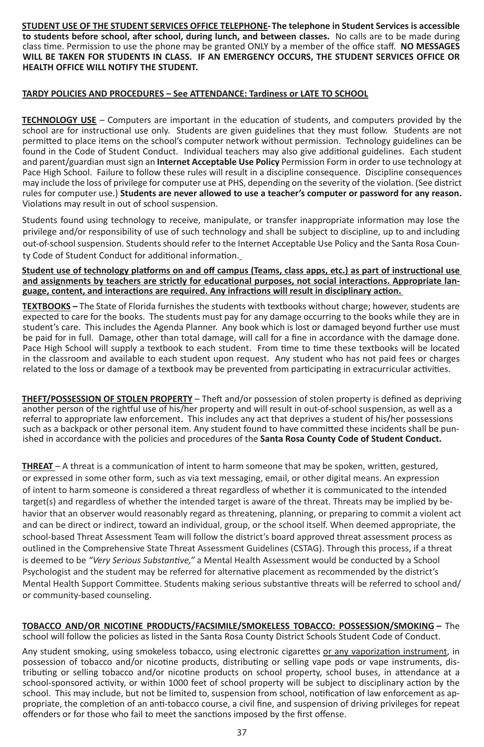**<u>STUDENT USE OF THE STUDENT SERVICES OFFICE TELEPHONE</u>- The telephone in Student Services is accessible to students before school, after school, during lunch, and between classes.** No calls are to be made during class time. Permission to use the phone may be granted ONLY by a member of the office staff. **NO MESSAGES WILL BE TAKEN FOR STUDENTS IN CLASS. IF AN EMERGENCY OCCURS, THE STUDENT SERVICES OFFICE OR HEALTH OFFICE WILL NOTIFY THE STUDENT.**

**<u>TARDY POLICIES AND PROCEDURES – See ATTENDANCE: Tardiness or LATE TO SCHOOL</u>**

**<u>TECHNOLOGY USE</u>** – Computers are important in the education of students, and computers provided by the school are for instructional use only. Students are given guidelines that they must follow. Students are not permitted to place items on the school's computer network without permission. Technology guidelines can be found in the Code of Student Conduct. Individual teachers may also give additional guidelines. Each student and parent/guardian must sign an **Internet Acceptable Use Policy** Permission Form in order to use technology at Pace High School. Failure to follow these rules will result in a discipline consequence. Discipline consequences may include the loss of privilege for computer use at PHS, depending on the severity of the violation. (See district rules for computer use.) **Students are never allowed to use a teacher's computer or password for any reason.** Violations may result in out of school suspension.

Students found using technology to receive, manipulate, or transfer inappropriate information may lose the privilege and/or responsibility of use of such technology and shall be subject to discipline, up to and including out-of-school suspension. Students should refer to the Internet Acceptable Use Policy and the Santa Rosa County Code of Student Conduct for additional information.

**<u>Student use of technology platforms on and off campus (Teams, class apps, etc.) as part of instructional use and assignments by teachers are strictly for educational purposes, not social interactions. Appropriate language, content, and interactions are required. Any infractions will result in disciplinary action.</u>**

**<u>TEXTBOOKS</u> –** The State of Florida furnishes the students with textbooks without charge; however, students are expected to care for the books. The students must pay for any damage occurring to the books while they are in student's care. This includes the Agenda Planner. Any book which is lost or damaged beyond further use must be paid for in full. Damage, other than total damage, will call for a fine in accordance with the damage done. Pace High School will supply a textbook to each student. From time to time these textbooks will be located in the classroom and available to each student upon request. Any student who has not paid fees or charges related to the loss or damage of a textbook may be prevented from participating in extracurricular activities.

**<u>THEFT/POSSESSION OF STOLEN PROPERTY</u>** – Theft and/or possession of stolen property is defined as depriving another person of the rightful use of his/her property and will result in out-of-school suspension, as well as a referral to appropriate law enforcement. This includes any act that deprives a student of his/her possessions such as a backpack or other personal item. Any student found to have committed these incidents shall be punished in accordance with the policies and procedures of the **Santa Rosa County Code of Student Conduct.**

**<u>THREAT</u>** – A threat is a communication of intent to harm someone that may be spoken, written, gestured, or expressed in some other form, such as via text messaging, email, or other digital means. An expression of intent to harm someone is considered a threat regardless of whether it is communicated to the intended target(s) and regardless of whether the intended target is aware of the threat. Threats may be implied by behavior that an observer would reasonably regard as threatening, planning, or preparing to commit a violent act and can be direct or indirect, toward an individual, group, or the school itself. When deemed appropriate, the school-based Threat Assessment Team will follow the district's board approved threat assessment process as outlined in the Comprehensive State Threat Assessment Guidelines (CSTAG). Through this process, if a threat is deemed to be *"Very Serious Substantive,"* a Mental Health Assessment would be conducted by a School Psychologist and the student may be referred for alternative placement as recommended by the district's Mental Health Support Committee. Students making serious substantive threats will be referred to school and/or community-based counseling.

**<u>TOBACCO AND/OR NICOTINE PRODUCTS/FACSIMILE/SMOKELESS TOBACCO: POSSESSION/SMOKING</u> –** The school will follow the policies as listed in the Santa Rosa County District Schools Student Code of Conduct.

Any student smoking, using smokeless tobacco, using electronic cigarettes <u>or any vaporization instrument</u>, in possession of tobacco and/or nicotine products, distributing or selling vape pods or vape instruments, distributing or selling tobacco and/or nicotine products on school property, school buses, in attendance at a school-sponsored activity, or within 1000 feet of school property will be subject to disciplinary action by the school. This may include, but not be limited to, suspension from school, notification of law enforcement as appropriate, the completion of an anti-tobacco course, a civil fine, and suspension of driving privileges for repeat offenders or for those who fail to meet the sanctions imposed by the first offense.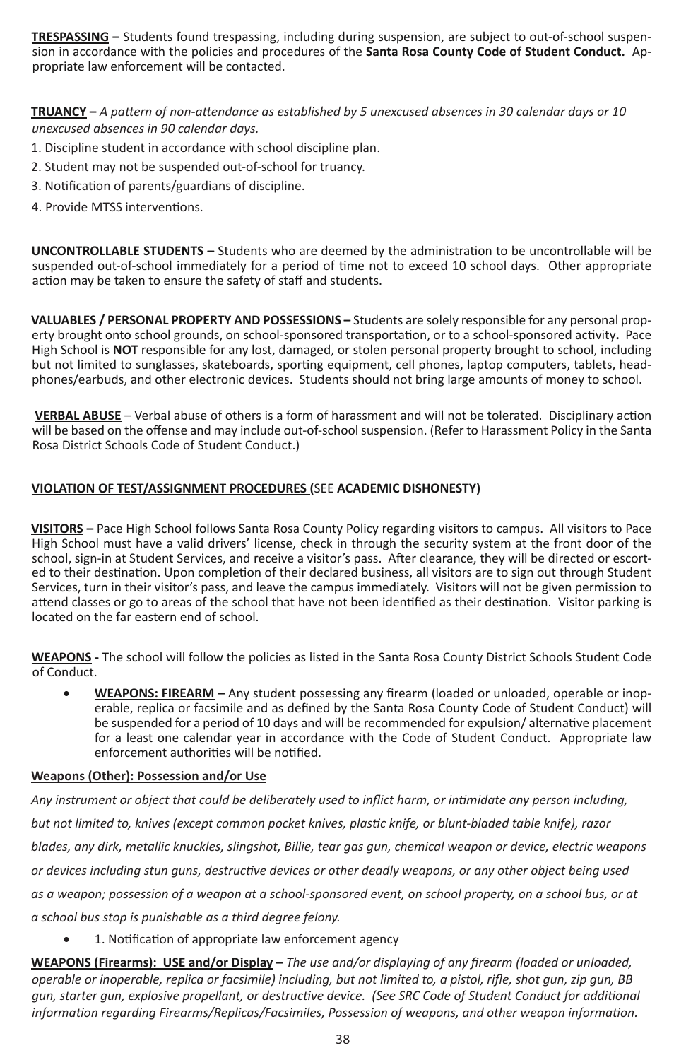**<u>TRESPASSING</u> –** Students found trespassing, including during suspension, are subject to out-of-school suspension in accordance with the policies and procedures of the **Santa Rosa County Code of Student Conduct.** Appropriate law enforcement will be contacted.

**<u>TRUANCY</u> –** *A pattern of non-attendance as established by 5 unexcused absences in 30 calendar days or 10 unexcused absences in 90 calendar days.*

1. Discipline student in accordance with school discipline plan.
2. Student may not be suspended out-of-school for truancy.
3. Notification of parents/guardians of discipline.
4. Provide MTSS interventions.

**<u>UNCONTROLLABLE STUDENTS</u> –** Students who are deemed by the administration to be uncontrollable will be suspended out-of-school immediately for a period of time not to exceed 10 school days. Other appropriate action may be taken to ensure the safety of staff and students.

**<u>VALUABLES / PERSONAL PROPERTY AND POSSESSIONS</u> –** Students are solely responsible for any personal property brought onto school grounds, on school-sponsored transportation, or to a school-sponsored activity**.** Pace High School is **NOT** responsible for any lost, damaged, or stolen personal property brought to school, including but not limited to sunglasses, skateboards, sporting equipment, cell phones, laptop computers, tablets, headphones/earbuds, and other electronic devices. Students should not bring large amounts of money to school.

**<u>VERBAL ABUSE</u>** – Verbal abuse of others is a form of harassment and will not be tolerated. Disciplinary action will be based on the offense and may include out-of-school suspension. (Refer to Harassment Policy in the Santa Rosa District Schools Code of Student Conduct.)

**<u>VIOLATION OF TEST/ASSIGNMENT PROCEDURES (</u>**SEE **ACADEMIC DISHONESTY)**

**<u>VISITORS</u> –** Pace High School follows Santa Rosa County Policy regarding visitors to campus. All visitors to Pace High School must have a valid drivers' license, check in through the security system at the front door of the school, sign-in at Student Services, and receive a visitor's pass. After clearance, they will be directed or escorted to their destination. Upon completion of their declared business, all visitors are to sign out through Student Services, turn in their visitor's pass, and leave the campus immediately. Visitors will not be given permission to attend classes or go to areas of the school that have not been identified as their destination. Visitor parking is located on the far eastern end of school.

**<u>WEAPONS</u> -** The school will follow the policies as listed in the Santa Rosa County District Schools Student Code of Conduct.

- **<u>WEAPONS: FIREARM</u> –** Any student possessing any firearm (loaded or unloaded, operable or inoperable, replica or facsimile and as defined by the Santa Rosa County Code of Student Conduct) will be suspended for a period of 10 days and will be recommended for expulsion/ alternative placement for a least one calendar year in accordance with the Code of Student Conduct. Appropriate law enforcement authorities will be notified.

**<u>Weapons (Other): Possession and/or Use</u>**

*Any instrument or object that could be deliberately used to inflict harm, or intimidate any person including, but not limited to, knives (except common pocket knives, plastic knife, or blunt-bladed table knife), razor blades, any dirk, metallic knuckles, slingshot, Billie, tear gas gun, chemical weapon or device, electric weapons or devices including stun guns, destructive devices or other deadly weapons, or any other object being used as a weapon; possession of a weapon at a school-sponsored event, on school property, on a school bus, or at a school bus stop is punishable as a third degree felony.*

- 1. Notification of appropriate law enforcement agency

**<u>WEAPONS (Firearms): USE and/or Display</u> –** *The use and/or displaying of any firearm (loaded or unloaded, operable or inoperable, replica or facsimile) including, but not limited to, a pistol, rifle, shot gun, zip gun, BB gun, starter gun, explosive propellant, or destructive device. (See SRC Code of Student Conduct for additional information regarding Firearms/Replicas/Facsimiles, Possession of weapons, and other weapon information.*